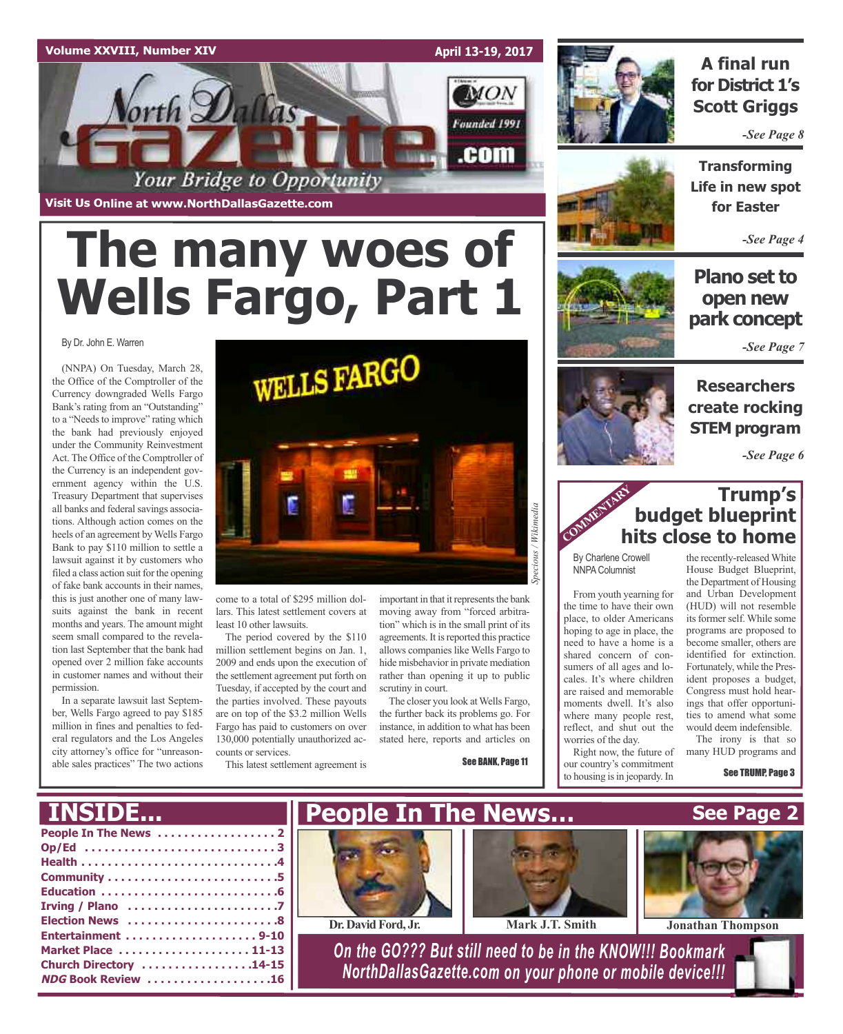Volume XXVIII, Number XIV — April 13-19, 2017

North Dallas Gazette .com — Founded 1991

*Your Bridge to Opportunity*

Visit Us Online at www.NorthDallasGazette.com

# The many woes of Wells Fargo, Part 1

By Dr. John E. Warren

(NNPA) On Tuesday, March 28, the Office of the Comptroller of the Currency downgraded Wells Fargo Bank's rating from an "Outstanding" to a "Needs to improve" rating which the bank had previously enjoyed under the Community Reinvestment Act. The Office of the Comptroller of the Currency is an independent government agency within the U.S. Treasury Department that supervises all banks and federal savings associations. Although action comes on the heels of an agreement by Wells Fargo Bank to pay $110 million to settle a lawsuit against it by customers who filed a class action suit for the opening of fake bank accounts in their names, this is just another one of many lawsuits against the bank in recent months and years. The amount might seem small compared to the revelation last September that the bank had opened over 2 million fake accounts in customer names and without their permission.

In a separate lawsuit last September, Wells Fargo agreed to pay $185 million in fines and penalties to federal regulators and the Los Angeles city attorney's office for "unreasonable sales practices" The two actions come to a total of $295 million dollars. This latest settlement covers at least 10 other lawsuits.

The period covered by the $110 million settlement begins on Jan. 1, 2009 and ends upon the execution of the settlement agreement put forth on Tuesday, if accepted by the court and the parties involved. These payouts are on top of the $3.2 million Wells Fargo has paid to customers on over 130,000 potentially unauthorized accounts or services.

This latest settlement agreement is important in that it represents the bank moving away from "forced arbitration" which is in the small print of its agreements. It is reported this practice allows companies like Wells Fargo to hide misbehavior in private mediation rather than opening it up to public scrutiny in court.

The closer you look at Wells Fargo, the further back its problems go. For instance, in addition to what has been stated here, reports and articles on

See BANK, Page 11

*Specious / Wikimedia*

## A final run for District 1's Scott Griggs

*-See Page 8*

## Transforming Life in new spot for Easter

*-See Page 4*

## Plano set to open new park concept

*-See Page 7*

## Researchers create rocking STEM program

*-See Page 6*

COMMENTARY

## Trump's budget blueprint hits close to home

By Charlene Crowell
NNPA Columnist

From youth yearning for the time to have their own place, to older Americans hoping to age in place, the need to have a home is a shared concern of consumers of all ages and locales. It's where children are raised and memorable moments dwell. It's also where many people rest, reflect, and shut out the worries of the day.

Right now, the future of our country's commitment to housing is in jeopardy. In the recently-released White House Budget Blueprint, the Department of Housing and Urban Development (HUD) will not resemble its former self. While some programs are proposed to become smaller, others are identified for extinction. Fortunately, while the President proposes a budget, Congress must hold hearings that offer opportunities to amend what some would deem indefensible.

The irony is that so many HUD programs and

See TRUMP, Page 3

## INSIDE...

- People In The News .................. 2
- Op/Ed .................. 3
- Health .................. 4
- Community .................. 5
- Education .................. 6
- Irving / Plano .................. 7
- Election News .................. 8
- Entertainment .................. 9-10
- Market Place .................. 11-13
- Church Directory .................. 14-15
- *NDG* Book Review .................. 16

## People In The News... See Page 2

Dr. David Ford, Jr. — Mark J.T. Smith — Jonathan Thompson

*On the GO??? But still need to be in the KNOW!!! Bookmark NorthDallasGazette.com on your phone or mobile device!!!*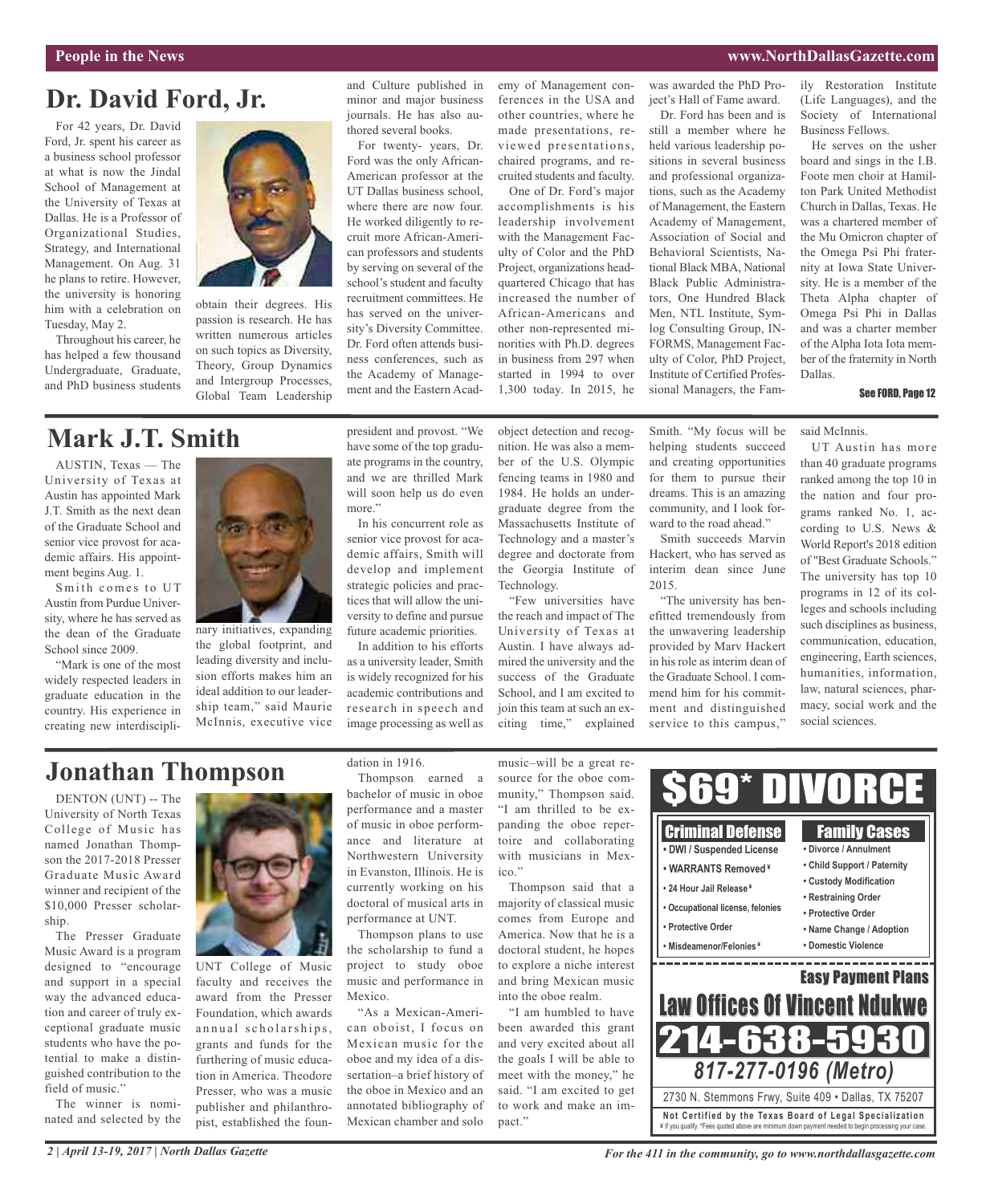## Dr. David Ford, Jr.

For 42 years, Dr. David Ford, Jr. spent his career as a business school professor at what is now the Jindal School of Management at the University of Texas at Dallas. He is a Professor of Organizational Studies, Strategy, and International Management. On Aug. 31 he plans to retire. However, the university is honoring him with a celebration on Tuesday, May 2.

Throughout his career, he has helped a few thousand Undergraduate, Graduate, and PhD business students obtain their degrees. His passion is research. He has written numerous articles on such topics as Diversity, Theory, Group Dynamics and Intergroup Processes, Global Team Leadership and Culture published in minor and major business journals. He has also authored several books.

For twenty- years, Dr. Ford was the only African-American professor at the UT Dallas business school, where there are now four. He worked diligently to recruit more African-American professors and students by serving on several of the school's student and faculty recruitment committees. He has served on the university's Diversity Committee. Dr. Ford often attends business conferences, such as the Academy of Management and the Eastern Academy of Management conferences in the USA and other countries, where he made presentations, reviewed presentations, chaired programs, and recruited students and faculty.

One of Dr. Ford's major accomplishments is his leadership involvement with the Management Faculty of Color and the PhD Project, organizations headquartered Chicago that has increased the number of African-Americans and other non-represented minorities with Ph.D. degrees in business from 297 when started in 1994 to over 1,300 today. In 2015, he was awarded the PhD Project's Hall of Fame award.

Dr. Ford has been and is still a member where he held various leadership positions in several business and professional organizations, such as the Academy of Management, the Eastern Academy of Management, Association of Social and Behavioral Scientists, National Black MBA, National Black Public Administrators, One Hundred Black Men, NTL Institute, Symlog Consulting Group, INFORMS, Management Faculty of Color, PhD Project, Institute of Certified Professional Managers, the Family Restoration Institute (Life Languages), and the Society of International Business Fellows.

He serves on the usher board and sings in the I.B. Foote men choir at Hamilton Park United Methodist Church in Dallas, Texas. He was a chartered member of the Mu Omicron chapter of the Omega Psi Phi fraternity at Iowa State University. He is a member of the Theta Alpha chapter of Omega Psi Phi in Dallas and was a charter member of the Alpha Iota Iota member of the fraternity in North Dallas.

**See FORD, Page 12**

## Mark J.T. Smith

AUSTIN, Texas — The University of Texas at Austin has appointed Mark J.T. Smith as the next dean of the Graduate School and senior vice provost for academic affairs. His appointment begins Aug. 1.

Smith comes to UT Austin from Purdue University, where he has served as the dean of the Graduate School since 2009.

"Mark is one of the most widely respected leaders in graduate education in the country. His experience in creating new interdisciplinary initiatives, expanding the global footprint, and leading diversity and inclusion efforts makes him an ideal addition to our leadership team," said Maurie McInnis, executive vice president and provost. "We have some of the top graduate programs in the country, and we are thrilled Mark will soon help us do even more."

In his concurrent role as senior vice provost for academic affairs, Smith will develop and implement strategic policies and practices that will allow the university to define and pursue future academic priorities.

In addition to his efforts as a university leader, Smith is widely recognized for his academic contributions and research in speech and image processing as well as object detection and recognition. He was also a member of the U.S. Olympic fencing teams in 1980 and 1984. He holds an undergraduate degree from the Massachusetts Institute of Technology and a master's degree and doctorate from the Georgia Institute of Technology.

"Few universities have the reach and impact of The University of Texas at Austin. I have always admired the university and the success of the Graduate School, and I am excited to join this team at such an exciting time," explained Smith. "My focus will be helping students succeed and creating opportunities for them to pursue their dreams. This is an amazing community, and I look forward to the road ahead."

Smith succeeds Marvin Hackert, who has served as interim dean since June 2015.

"The university has benefitted tremendously from the unwavering leadership provided by Marv Hackert in his role as interim dean of the Graduate School. I commend him for his commitment and distinguished service to this campus," said McInnis.

UT Austin has more than 40 graduate programs ranked among the top 10 in the nation and four programs ranked No. 1, according to U.S. News & World Report's 2018 edition of "Best Graduate Schools." The university has top 10 programs in 12 of its colleges and schools including such disciplines as business, communication, education, engineering, Earth sciences, humanities, information, law, natural sciences, pharmacy, social work and the social sciences.

## Jonathan Thompson

DENTON (UNT) -- The University of North Texas College of Music has named Jonathan Thompson the 2017-2018 Presser Graduate Music Award winner and recipient of the $10,000 Presser scholarship.

The Presser Graduate Music Award is a program designed to "encourage and support in a special way the advanced education and career of truly exceptional graduate music students who have the potential to make a distinguished contribution to the field of music."

The winner is nominated and selected by the UNT College of Music faculty and receives the award from the Presser Foundation, which awards annual scholarships, grants and funds for the furthering of music education in America. Theodore Presser, who was a music publisher and philanthropist, established the foundation in 1916.

Thompson earned a bachelor of music in oboe performance and a master of music in oboe performance and literature at Northwestern University in Evanston, Illinois. He is currently working on his doctoral of musical arts in performance at UNT.

Thompson plans to use the scholarship to fund a project to study oboe music and performance in Mexico.

"As a Mexican-American oboist, I focus on Mexican music for the oboe and my idea of a dissertation–a brief history of the oboe in Mexico and an annotated bibliography of Mexican chamber and solo music–will be a great resource for the oboe community," Thompson said. "I am thrilled to be expanding the oboe repertoire and collaborating with musicians in Mexico."

Thompson said that a majority of classical music comes from Europe and America. Now that he is a doctoral student, he hopes to explore a niche interest and bring Mexican music into the oboe realm.

"I am humbled to have been awarded this grant and very excited about all the goals I will be able to meet with the money," he said. "I am excited to get to work and make an impact."

---

# $69* DIVORCE

**Criminal Defense**
- DWI / Suspended License
- WARRANTS Removed ¥
- 24 Hour Jail Release ¥
- Occupational license, felonies
- Protective Order
- Misdeamenor/Felonies ¥

**Family Cases**
- Divorce / Annulment
- Child Support / Paternity
- Custody Modification
- Restraining Order
- Protective Order
- Name Change / Adoption
- Domestic Violence

**Easy Payment Plans**

**Law Offices Of Vincent Ndukwe**

**214-638-5930**

*817-277-0196 (Metro)*

2730 N. Stemmons Frwy, Suite 409 • Dallas, TX 75207

**Not Certified by the Texas Board of Legal Specialization**

¥ If you qualify. *Fees quoted above are minimum down payment needed to begin processing your case.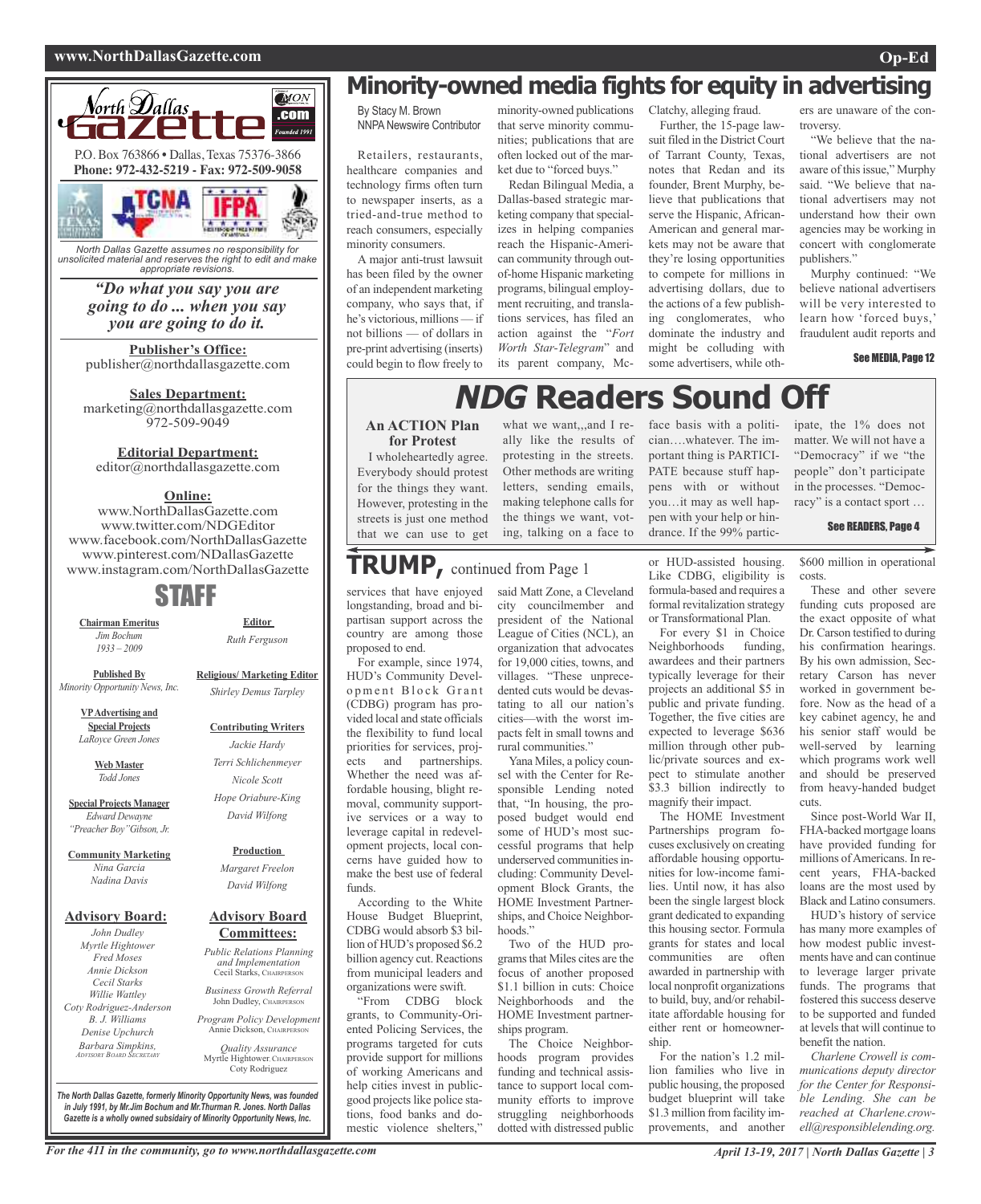# Minority-owned media fights for equity in advertising

By Stacy M. Brown
NNPA Newswire Contributor

Retailers, restaurants, healthcare companies and technology firms often turn to newspaper inserts, as a tried-and-true method to reach consumers, especially minority consumers.

A major anti-trust lawsuit has been filed by the owner of an independent marketing company, who says that, if he's victorious, millions — if not billions — of dollars in pre-print advertising (inserts) could begin to flow freely to minority-owned publications that serve minority communities; publications that are often locked out of the market due to "forced buys."

Redan Bilingual Media, a Dallas-based strategic marketing company that specializes in helping companies reach the Hispanic-American community through out-of-home Hispanic marketing programs, bilingual employment recruiting, and translations services, has filed an action against the "*Fort Worth Star-Telegram*" and its parent company, McClatchy, alleging fraud.

Further, the 15-page lawsuit filed in the District Court of Tarrant County, Texas, notes that Redan and its founder, Brent Murphy, believe that publications that serve the Hispanic, African-American and general markets may not be aware that they're losing opportunities to compete for millions in advertising dollars, due to the actions of a few publishing conglomerates, who dominate the industry and might be colluding with some advertisers, while others are unaware of the controversy.

"We believe that the national advertisers are not aware of this issue," Murphy said. "We believe that national advertisers may not understand how their own agencies may be working in concert with conglomerate publishers."

Murphy continued: "We believe national advertisers will be very interested to learn how 'forced buys,' fraudulent audit reports and

See MEDIA, Page 12

# *NDG* Readers Sound Off

**An ACTION Plan for Protest**

I wholeheartedly agree. Everybody should protest for the things they want. However, protesting in the streets is just one method that we can use to get what we want,,,and I really like the results of protesting in the streets. Other methods are writing letters, sending emails, making telephone calls for the things we want, voting, talking on a face to face basis with a politician….whatever. The important thing is PARTICIPATE because stuff happens with or without you…it may as well happen with your help or hindrance. If the 99% participate, the 1% does not matter. We will not have a "Democracy" if we "the people" don't participate in the processes. "Democracy" is a contact sport …

See READERS, Page 4

# TRUMP, continued from Page 1

services that have enjoyed longstanding, broad and bipartisan support across the country are among those proposed to end.

For example, since 1974, HUD's Community Development Block Grant (CDBG) program has provided local and state officials the flexibility to fund local priorities for services, projects and partnerships. Whether the need was affordable housing, blight removal, community supportive services or a way to leverage capital in redevelopment projects, local concerns have guided how to make the best use of federal funds.

According to the White House Budget Blueprint, CDBG would absorb $3 billion of HUD's proposed $6.2 billion agency cut. Reactions from municipal leaders and organizations were swift.

"From CDBG block grants, to Community-Oriented Policing Services, the programs targeted for cuts provide support for millions of working Americans and help cities invest in public-good projects like police stations, food banks and domestic violence shelters," said Matt Zone, a Cleveland city councilmember and president of the National League of Cities (NCL), an organization that advocates for 19,000 cities, towns, and villages. "These unprecedented cuts would be devastating to all our nation's cities—with the worst impacts felt in small towns and rural communities."

Yana Miles, a policy counsel with the Center for Responsible Lending noted that, "In housing, the proposed budget would end some of HUD's most successful programs that help underserved communities including: Community Development Block Grants, the HOME Investment Partnerships, and Choice Neighborhoods."

Two of the HUD programs that Miles cites are the focus of another proposed $1.1 billion in cuts: Choice Neighborhoods and the HOME Investment partnerships program.

The Choice Neighborhoods program provides funding and technical assistance to support local community efforts to improve struggling neighborhoods dotted with distressed public or HUD-assisted housing. Like CDBG, eligibility is formula-based and requires a formal revitalization strategy or Transformational Plan.

For every $1 in Choice Neighborhoods funding, awardees and their partners typically leverage for their projects an additional $5 in public and private funding. Together, the five cities are expected to leverage $636 million through other public/private sources and expect to stimulate another $3.3 billion indirectly to magnify their impact.

The HOME Investment Partnerships program focuses exclusively on creating affordable housing opportunities for low-income families. Until now, it has also been the single largest block grant dedicated to expanding this housing sector. Formula grants for states and local communities are often awarded in partnership with local nonprofit organizations to build, buy, and/or rehabilitate affordable housing for either rent or homeownership.

For the nation's 1.2 million families who live in public housing, the proposed budget blueprint will take $1.3 million from facility improvements, and another $600 million in operational costs.

These and other severe funding cuts proposed are the exact opposite of what Dr. Carson testified to during his confirmation hearings. By his own admission, Secretary Carson has never worked in government before. Now as the head of a key cabinet agency, he and his senior staff would be well-served by learning which programs work well and should be preserved from heavy-handed budget cuts.

Since post-World War II, FHA-backed mortgage loans have provided funding for millions of Americans. In recent years, FHA-backed loans are the most used by Black and Latino consumers.

HUD's history of service has many more examples of how modest public investments have and can continue to leverage larger private funds. The programs that fostered this success deserve to be supported and funded at levels that will continue to benefit the nation.

*Charlene Crowell is communications deputy director for the Center for Responsible Lending. She can be reached at Charlene.crowell@responsiblelending.org.*

---

**North Dallas Gazette** (MON .com, Founded 1991)

P.O. Box 763866 • Dallas, Texas 75376-3866
**Phone: 972-432-5219 - Fax: 972-509-9058**

*North Dallas Gazette assumes no responsibility for unsolicited material and reserves the right to edit and make appropriate revisions.*

***"Do what you say you are going to do ... when you say you are going to do it.***

**Publisher's Office:**
publisher@northdallasgazette.com

**Sales Department:**
marketing@northdallasgazette.com
972-509-9049

**Editorial Department:**
editor@northdallasgazette.com

**Online:**
www.NorthDallasGazette.com
www.twitter.com/NDGEditor
www.facebook.com/NorthDallasGazette
www.pinterest.com/NDallasGazette
www.instagram.com/NorthDallasGazette

## STAFF

**Chairman Emeritus**
*Jim Bochum 1933 – 2009*

**Published By**
*Minority Opportunity News, Inc.*

**VP Advertising and Special Projects**
*LaRoyce Green Jones*

**Web Master**
*Todd Jones*

**Special Projects Manager**
*Edward Dewayne "Preacher Boy" Gibson, Jr.*

**Community Marketing**
*Nina Garcia*
*Nadina Davis*

**Editor**
*Ruth Ferguson*

**Religious/ Marketing Editor**
*Shirley Demus Tarpley*

**Contributing Writers**
*Jackie Hardy*
*Terri Schlichenmeyer*
*Nicole Scott*
*Hope Oriabure-King*
*David Wilfong*

**Production**
*Margaret Freelon*
*David Wilfong*

**Advisory Board:**
*John Dudley*
*Myrtle Hightower*
*Fred Moses*
*Annie Dickson*
*Cecil Starks*
*Willie Wattley*
*Coty Rodriguez-Anderson*
*B. J. Williams*
*Denise Upchurch*
*Barbara Simpkins, Advisory Board Secretary*

**Advisory Board Committees:**
*Public Relations Planning and Implementation* — Cecil Starks, Chairperson
*Business Growth Referral* — John Dudley, Chairperson
*Program Policy Development* — Annie Dickson, Chairperson
*Quality Assurance* — Myrtle Hightower, Chairperson; Coty Rodriguez

*The North Dallas Gazette, formerly Minority Opportunity News, was founded in July 1991, by Mr.Jim Bochum and Mr.Thurman R. Jones. North Dallas Gazette is a wholly owned subsidairy of Minority Opportunity News, Inc.*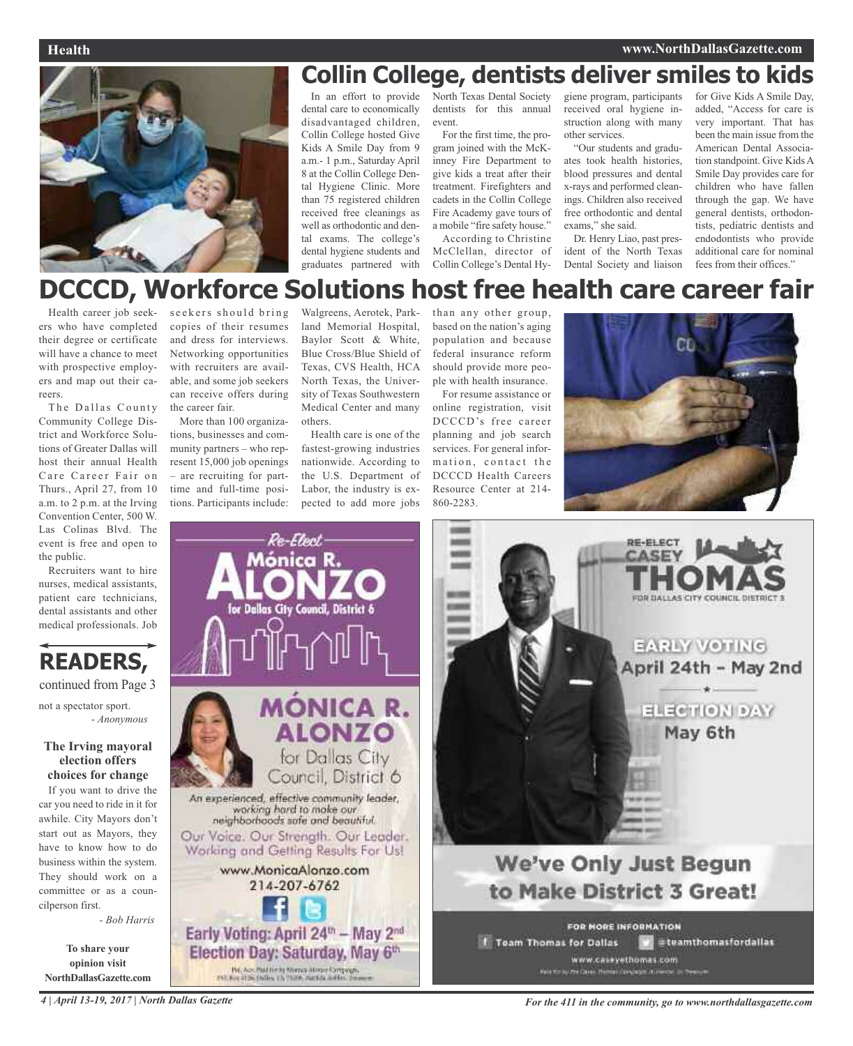# Collin College, dentists deliver smiles to kids

In an effort to provide dental care to economically disadvantaged children, Collin College hosted Give Kids A Smile Day from 9 a.m.- 1 p.m., Saturday April 8 at the Collin College Dental Hygiene Clinic. More than 75 registered children received free cleanings as well as orthodontic and dental exams. The college's dental hygiene students and graduates partnered with North Texas Dental Society dentists for this annual event.

For the first time, the program joined with the McKinney Fire Department to give kids a treat after their treatment. Firefighters and cadets in the Collin College Fire Academy gave tours of a mobile "fire safety house."

According to Christine McClellan, director of Collin College's Dental Hygiene program, participants received oral hygiene instruction along with many other services.

"Our students and graduates took health histories, blood pressures and dental x-rays and performed cleanings. Children also received free orthodontic and dental exams," she said.

Dr. Henry Liao, past president of the North Texas Dental Society and liaison for Give Kids A Smile Day, added, "Access for care is very important. That has been the main issue from the American Dental Association standpoint. Give Kids A Smile Day provides care for children who have fallen through the gap. We have general dentists, orthodontists, pediatric dentists and endodontists who provide additional care for nominal fees from their offices."

# DCCCD, Workforce Solutions host free health care career fair

Health career job seekers who have completed their degree or certificate will have a chance to meet with prospective employers and map out their careers.

The Dallas County Community College District and Workforce Solutions of Greater Dallas will host their annual Health Care Career Fair on Thurs., April 27, from 10 a.m. to 2 p.m. at the Irving Convention Center, 500 W. Las Colinas Blvd. The event is free and open to the public.

Recruiters want to hire nurses, medical assistants, patient care technicians, dental assistants and other medical professionals. Job seekers should bring copies of their resumes and dress for interviews. Networking opportunities with recruiters are available, and some job seekers can receive offers during the career fair.

More than 100 organizations, businesses and community partners – who represent 15,000 job openings – are recruiting for part-time and full-time positions. Participants include: Walgreens, Aerotek, Parkland Memorial Hospital, Baylor Scott & White, Blue Cross/Blue Shield of Texas, CVS Health, HCA North Texas, the University of Texas Southwestern Medical Center and many others.

Health care is one of the fastest-growing industries nationwide. According to the U.S. Department of Labor, the industry is expected to add more jobs than any other group, based on the nation's aging population and because federal insurance reform should provide more people with health insurance.

For resume assistance or online registration, visit DCCCD's free career planning and job search services. For general information, contact the DCCCD Health Careers Resource Center at 214-860-2283.

## READERS,

continued from Page 3

not a spectator sport.

*- Anonymous*

### The Irving mayoral election offers choices for change

If you want to drive the car you need to ride in it for awhile. City Mayors don't start out as Mayors, they have to know how to do business within the system. They should work on a committee or as a councilperson first.

*- Bob Harris*

**To share your opinion visit NorthDallasGazette.com**

---

Re-Elect Mónica R. Alonzo for Dallas City Council, District 6

MÓNICA R. ALONZO for Dallas City Council, District 6

An experienced, effective community leader, working hard to make our neighborhoods safe and beautiful.

Our Voice. Our Strength. Our Leader. Working and Getting Results For Us!

www.MonicaAlonzo.com
214-207-6762

Early Voting: April 24th – May 2nd
Election Day: Saturday, May 6th

---

RE-ELECT CASEY THOMAS FOR DALLAS CITY COUNCIL DISTRICT 3

EARLY VOTING April 24th - May 2nd

ELECTION DAY May 6th

We've Only Just Begun to Make District 3 Great!

FOR MORE INFORMATION
Team Thomas for Dallas | @teamthomasfordallas
www.caseyethomas.com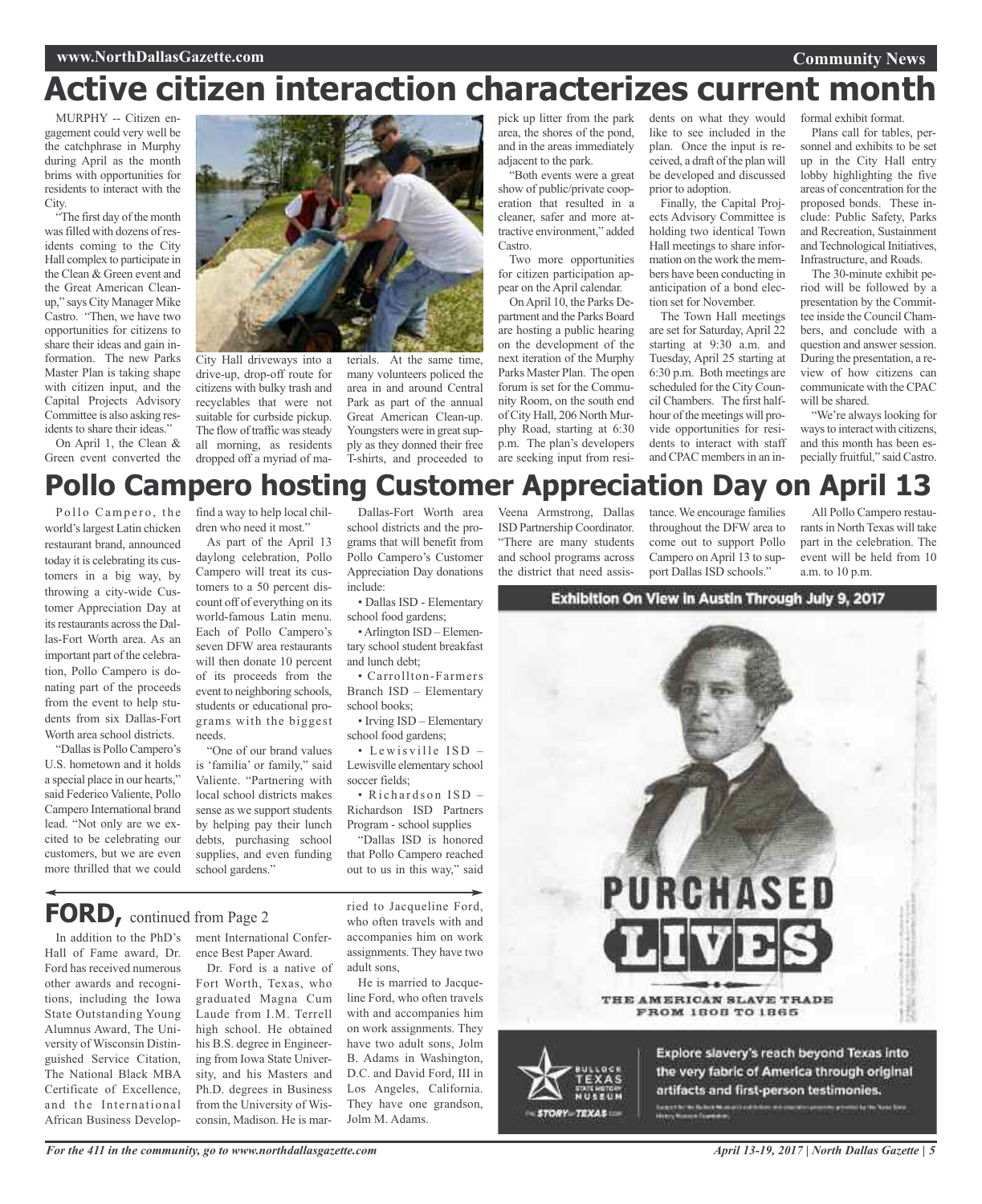# Active citizen interaction characterizes current month

MURPHY -- Citizen engagement could very well be the catchphrase in Murphy during April as the month brims with opportunities for residents to interact with the City.

"The first day of the month was filled with dozens of residents coming to the City Hall complex to participate in the Clean & Green event and the Great American Cleanup," says City Manager Mike Castro. "Then, we have two opportunities for citizens to share their ideas and gain information. The new Parks Master Plan is taking shape with citizen input, and the Capital Projects Advisory Committee is also asking residents to share their ideas."

On April 1, the Clean & Green event converted the City Hall driveways into a drive-up, drop-off route for citizens with bulky trash and recyclables that were not suitable for curbside pickup. The flow of traffic was steady all morning, as residents dropped off a myriad of materials. At the same time, many volunteers policed the area in and around Central Park as part of the annual Great American Clean-up. Youngsters were in great supply as they donned their free T-shirts, and proceeded to pick up litter from the park area, the shores of the pond, and in the areas immediately adjacent to the park.

"Both events were a great show of public/private cooperation that resulted in a cleaner, safer and more attractive environment," added Castro.

Two more opportunities for citizen participation appear on the April calendar.

On April 10, the Parks Department and the Parks Board are hosting a public hearing on the development of the next iteration of the Murphy Parks Master Plan. The open forum is set for the Community Room, on the south end of City Hall, 206 North Murphy Road, starting at 6:30 p.m. The plan's developers are seeking input from residents on what they would like to see included in the plan. Once the input is received, a draft of the plan will be developed and discussed prior to adoption.

Finally, the Capital Projects Advisory Committee is holding two identical Town Hall meetings to share information on the work the members have been conducting in anticipation of a bond election set for November.

The Town Hall meetings are set for Saturday, April 22 starting at 9:30 a.m. and Tuesday, April 25 starting at 6:30 p.m. Both meetings are scheduled for the City Council Chambers. The first half-hour of the meetings will provide opportunities for residents to interact with staff and CPAC members in an informal exhibit format.

Plans call for tables, personnel and exhibits to be set up in the City Hall entry lobby highlighting the five areas of concentration for the proposed bonds. These include: Public Safety, Parks and Recreation, Sustainment and Technological Initiatives, Infrastructure, and Roads.

The 30-minute exhibit period will be followed by a presentation by the Committee inside the Council Chambers, and conclude with a question and answer session. During the presentation, a review of how citizens can communicate with the CPAC will be shared.

"We're always looking for ways to interact with citizens, and this month has been especially fruitful," said Castro.

# Pollo Campero hosting Customer Appreciation Day on April 13

Pollo Campero, the world's largest Latin chicken restaurant brand, announced today it is celebrating its customers in a big way, by throwing a city-wide Customer Appreciation Day at its restaurants across the Dallas-Fort Worth area. As an important part of the celebration, Pollo Campero is donating part of the proceeds from the event to help students from six Dallas-Fort Worth area school districts.

"Dallas is Pollo Campero's U.S. hometown and it holds a special place in our hearts," said Federico Valiente, Pollo Campero International brand lead. "Not only are we excited to be celebrating our customers, but we are even more thrilled that we could find a way to help local children who need it most."

As part of the April 13 daylong celebration, Pollo Campero will treat its customers to a 50 percent discount off of everything on its world-famous Latin menu. Each of Pollo Campero's seven DFW area restaurants will then donate 10 percent of its proceeds from the event to neighboring schools, students or educational programs with the biggest needs.

"One of our brand values is 'familia' or family," said Valiente. "Partnering with local school districts makes sense as we support students by helping pay their lunch debts, purchasing school supplies, and even funding school gardens."

Dallas-Fort Worth area school districts and the programs that will benefit from Pollo Campero's Customer Appreciation Day donations include:

- Dallas ISD - Elementary school food gardens;
- Arlington ISD – Elementary school student breakfast and lunch debt;
- Carrollton-Farmers Branch ISD – Elementary school books;
- Irving ISD – Elementary school food gardens;
- Lewisville ISD – Lewisville elementary school soccer fields;
- Richardson ISD – Richardson ISD Partners Program - school supplies

"Dallas ISD is honored that Pollo Campero reached out to us in this way," said Veena Armstrong, Dallas ISD Partnership Coordinator. "There are many students and school programs across the district that need assistance. We encourage families throughout the DFW area to come out to support Pollo Campero on April 13 to support Dallas ISD schools."

All Pollo Campero restaurants in North Texas will take part in the celebration. The event will be held from 10 a.m. to 10 p.m.

## FORD, continued from Page 2

In addition to the PhD's Hall of Fame award, Dr. Ford has received numerous other awards and recognitions, including the Iowa State Outstanding Young Alumnus Award, The University of Wisconsin Distinguished Service Citation, The National Black MBA Certificate of Excellence, and the International African Business Development International Conference Best Paper Award.

Dr. Ford is a native of Fort Worth, Texas, who graduated Magna Cum Laude from I.M. Terrell high school. He obtained his B.S. degree in Engineering from Iowa State University, and his Masters and Ph.D. degrees in Business from the University of Wisconsin, Madison. He is married to Jacqueline Ford, who often travels with and accompanies him on work assignments. They have two adult sons,

He is married to Jacqueline Ford, who often travels with and accompanies him on work assignments. They have two adult sons, Jolm B. Adams in Washington, D.C. and David Ford, III in Los Angeles, California. They have one grandson, Jolm M. Adams.

Exhibition On View in Austin Through July 9, 2017

PURCHASED LIVES

THE AMERICAN SLAVE TRADE FROM 1808 TO 1865

Explore slavery's reach beyond Texas into the very fabric of America through original artifacts and first-person testimonies.

BULLOCK TEXAS STATE HISTORY MUSEUM

THE STORY OF TEXAS.COM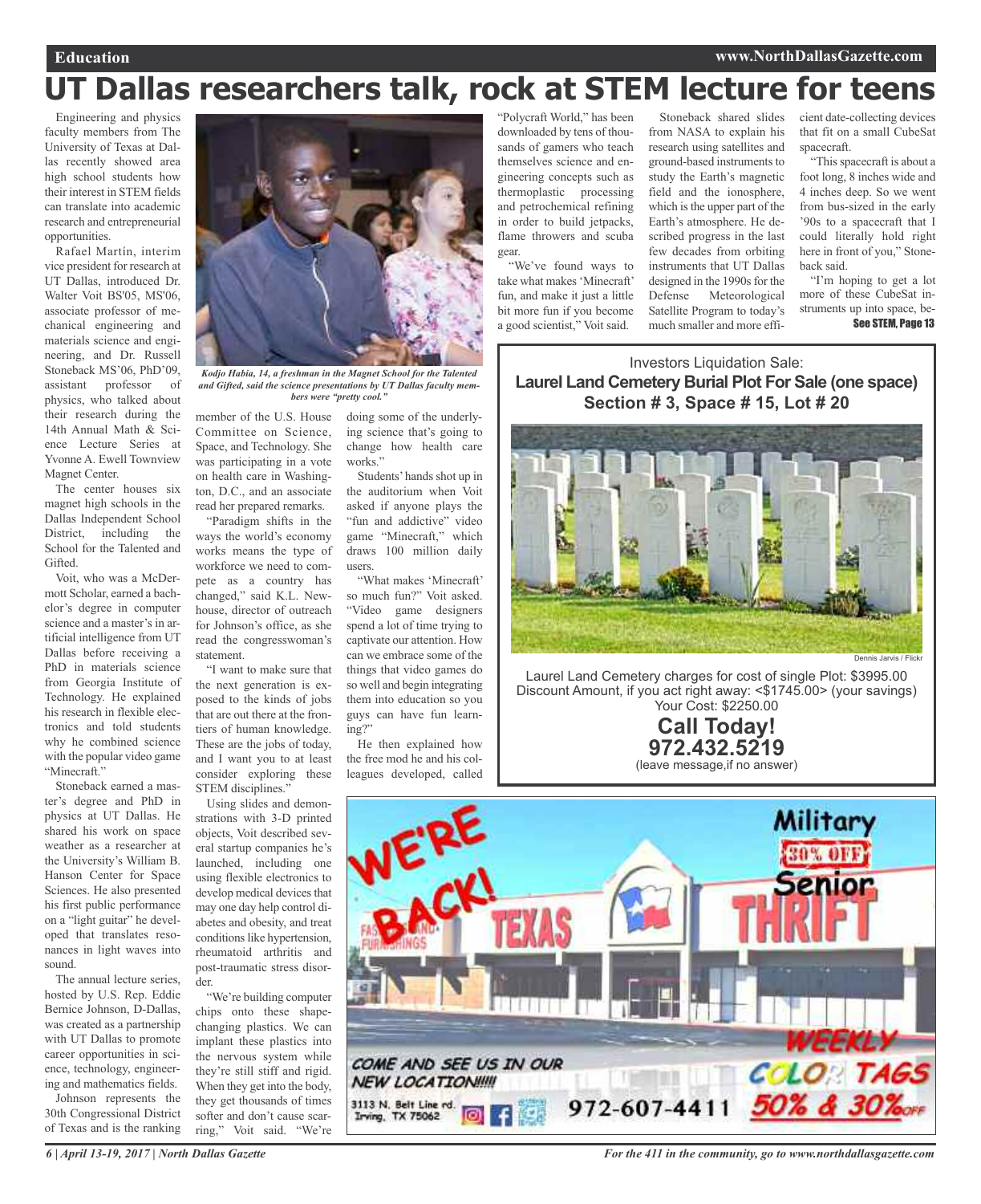# UT Dallas researchers talk, rock at STEM lecture for teens

Engineering and physics faculty members from The University of Texas at Dallas recently showed area high school students how their interest in STEM fields can translate into academic research and entrepreneurial opportunities.

Rafael Martín, interim vice president for research at UT Dallas, introduced Dr. Walter Voit BS'05, MS'06, associate professor of mechanical engineering and materials science and engineering, and Dr. Russell Stoneback MS'06, PhD'09, assistant professor of physics, who talked about their research during the 14th Annual Math & Science Lecture Series at Yvonne A. Ewell Townview Magnet Center.

The center houses six magnet high schools in the Dallas Independent School District, including the School for the Talented and Gifted.

Voit, who was a McDermott Scholar, earned a bachelor's degree in computer science and a master's in artificial intelligence from UT Dallas before receiving a PhD in materials science from Georgia Institute of Technology. He explained his research in flexible electronics and told students why he combined science with the popular video game "Minecraft."

Stoneback earned a master's degree and PhD in physics at UT Dallas. He shared his work on space weather as a researcher at the University's William B. Hanson Center for Space Sciences. He also presented his first public performance on a "light guitar" he developed that translates resonances in light waves into sound.

The annual lecture series, hosted by U.S. Rep. Eddie Bernice Johnson, D-Dallas, was created as a partnership with UT Dallas to promote career opportunities in science, technology, engineering and mathematics fields.

Johnson represents the 30th Congressional District of Texas and is the ranking member of the U.S. House Committee on Science, Space, and Technology. She was participating in a vote on health care in Washington, D.C., and an associate read her prepared remarks.

*Kodjo Habia, 14, a freshman in the Magnet School for the Talented and Gifted, said the science presentations by UT Dallas faculty members were "pretty cool."*

"Paradigm shifts in the ways the world's economy works means the type of workforce we need to compete as a country has changed," said K.L. Newhouse, director of outreach for Johnson's office, as she read the congresswoman's statement.

"I want to make sure that the next generation is exposed to the kinds of jobs that are out there at the frontiers of human knowledge. These are the jobs of today, and I want you to at least consider exploring these STEM disciplines."

Using slides and demonstrations with 3-D printed objects, Voit described several startup companies he's launched, including one using flexible electronics to develop medical devices that may one day help control diabetes and obesity, and treat conditions like hypertension, rheumatoid arthritis and post-traumatic stress disorder.

"We're building computer chips onto these shape-changing plastics. We can implant these plastics into the nervous system while they're still stiff and rigid. When they get into the body, they get thousands of times softer and don't cause scarring," Voit said. "We're doing some of the underlying science that's going to change how health care works."

Students' hands shot up in the auditorium when Voit asked if anyone plays the "fun and addictive" video game "Minecraft," which draws 100 million daily users.

"What makes 'Minecraft' so much fun?" Voit asked. "Video game designers spend a lot of time trying to captivate our attention. How can we embrace some of the things that video games do so well and begin integrating them into education so you guys can have fun learning?"

He then explained how the free mod he and his colleagues developed, called "Polycraft World," has been downloaded by tens of thousands of gamers who teach themselves science and engineering concepts such as thermoplastic processing and petrochemical refining in order to build jetpacks, flame throwers and scuba gear.

"We've found ways to take what makes 'Minecraft' fun, and make it just a little bit more fun if you become a good scientist," Voit said.

Stoneback shared slides from NASA to explain his research using satellites and ground-based instruments to study the Earth's magnetic field and the ionosphere, which is the upper part of the Earth's atmosphere. He described progress in the last few decades from orbiting instruments that UT Dallas designed in the 1990s for the Defense Meteorological Satellite Program to today's much smaller and more efficient date-collecting devices that fit on a small CubeSat spacecraft.

"This spacecraft is about a foot long, 8 inches wide and 4 inches deep. So we went from bus-sized in the early '90s to a spacecraft that I could literally hold right here in front of you," Stoneback said.

"I'm hoping to get a lot more of these CubeSat instruments up into space, be-

**See STEM, Page 13**

---

Investors Liquidation Sale:

**Laurel Land Cemetery Burial Plot For Sale (one space)**

**Section # 3, Space # 15, Lot # 20**

Dennis Jarvis / Flickr

Laurel Land Cemetery charges for cost of single Plot: $3995.00

Discount Amount, if you act right away: <$1745.00> (your savings)

Your Cost: $2250.00

**Call Today!**

**972.432.5219**

(leave message,if no answer)

---

WE'RE BACK!

TEXAS THRIFT

Military 30% OFF Senior

WEEKLY COLOR TAGS 50% & 30% OFF

COME AND SEE US IN OUR NEW LOCATION!!!!!

3113 N. Belt Line rd. Irving, TX 75062

972-607-4411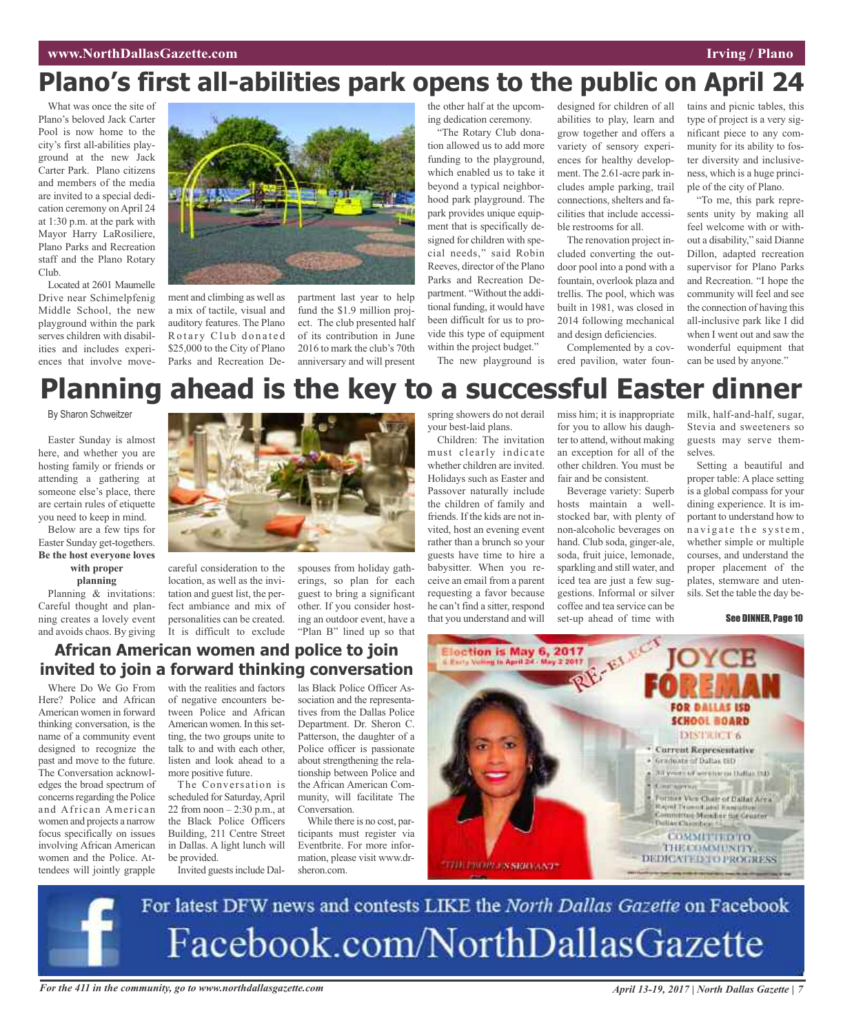# Plano's first all-abilities park opens to the public on April 24

What was once the site of Plano's beloved Jack Carter Pool is now home to the city's first all-abilities playground at the new Jack Carter Park. Plano citizens and members of the media are invited to a special dedication ceremony on April 24 at 1:30 p.m. at the park with Mayor Harry LaRosiliere, Plano Parks and Recreation staff and the Plano Rotary Club.

Located at 2601 Maumelle Drive near Schimelpfenig Middle School, the new playground within the park serves children with disabilities and includes experiences that involve movement and climbing as well as a mix of tactile, visual and auditory features. The Plano Rotary Club donated $25,000 to the City of Plano Parks and Recreation Department last year to help fund the $1.9 million project. The club presented half of its contribution in June 2016 to mark the club's 70th anniversary and will present the other half at the upcoming dedication ceremony.

"The Rotary Club donation allowed us to add more funding to the playground, which enabled us to take it beyond a typical neighborhood park playground. The park provides unique equipment that is specifically designed for children with special needs," said Robin Reeves, director of the Plano Parks and Recreation Department. "Without the additional funding, it would have been difficult for us to provide this type of equipment within the project budget."

The new playground is designed for children of all abilities to play, learn and grow together and offers a variety of sensory experiences for healthy development. The 2.61-acre park includes ample parking, trail connections, shelters and facilities that include accessible restrooms for all.

The renovation project included converting the outdoor pool into a pond with a fountain, overlook plaza and trellis. The pool, which was built in 1981, was closed in 2014 following mechanical and design deficiencies.

Complemented by a covered pavilion, water fountains and picnic tables, this type of project is a very significant piece to any community for its ability to foster diversity and inclusiveness, which is a huge principle of the city of Plano.

"To me, this park represents unity by making all feel welcome with or without a disability," said Dianne Dillon, adapted recreation supervisor for Plano Parks and Recreation. "I hope the community will feel and see the connection of having this all-inclusive park like I did when I went out and saw the wonderful equipment that can be used by anyone."

# Planning ahead is the key to a successful Easter dinner

By Sharon Schweitzer

Easter Sunday is almost here, and whether you are hosting family or friends or attending a gathering at someone else's place, there are certain rules of etiquette you need to keep in mind.

Below are a few tips for Easter Sunday get-togethers.

**Be the host everyone loves with proper planning**

Planning & invitations: Careful thought and planning creates a lovely event and avoids chaos. By giving careful consideration to the location, as well as the invitation and guest list, the perfect ambiance and mix of personalities can be created. It is difficult to exclude spouses from holiday gatherings, so plan for each guest to bring a significant other. If you consider hosting an outdoor event, have a "Plan B" lined up so that spring showers do not derail your best-laid plans.

Children: The invitation must clearly indicate whether children are invited. Holidays such as Easter and Passover naturally include the children of family and friends. If the kids are not invited, host an evening event rather than a brunch so your guests have time to hire a babysitter. When you receive an email from a parent requesting a favor because he can't find a sitter, respond that you understand and will miss him; it is inappropriate for you to allow his daughter to attend, without making an exception for all of the other children. You must be fair and be consistent.

Beverage variety: Superb hosts maintain a well-stocked bar, with plenty of non-alcoholic beverages on hand. Club soda, ginger-ale, soda, fruit juice, lemonade, sparkling and still water, and iced tea are just a few suggestions. Informal or silver coffee and tea service can be set-up ahead of time with milk, half-and-half, sugar, Stevia and sweeteners so guests may serve themselves.

Setting a beautiful and proper table: A place setting is a global compass for your dining experience. It is important to understand how to navigate the system, whether simple or multiple courses, and understand the proper placement of the plates, stemware and utensils. Set the table the day be-

See DINNER, Page 10

## African American women and police to join invited to join a forward thinking conversation

Where Do We Go From Here? Police and African American women in forward thinking conversation, is the name of a community event designed to recognize the past and move to the future. The Conversation acknowledges the broad spectrum of concerns regarding the Police and African American women and projects a narrow focus specifically on issues involving African American women and the Police. Attendees will jointly grapple with the realities and factors of negative encounters between Police and African American women. In this setting, the two groups unite to talk to and with each other, listen and look ahead to a more positive future.

The Conversation is scheduled for Saturday, April 22 from noon – 2:30 p.m., at the Black Police Officers Building, 211 Centre Street in Dallas. A light lunch will be provided.

Invited guests include Dallas Black Police Officer Association and the representatives from the Dallas Police Department. Dr. Sheron C. Patterson, the daughter of a Police officer is passionate about strengthening the relationship between Police and the African American Community, will facilitate The Conversation.

While there is no cost, participants must register via Eventbrite. For more information, please visit www.drsheron.com.

Election is May 6, 2017
Early Voting is April 24 - May 2 2017

RE-ELECT JOYCE FOREMAN FOR DALLAS ISD SCHOOL BOARD DISTRICT 6

- Current Representative
- Graduate of Dallas ISD
- 30 years of service to Dallas ISD
- Former Vice Chair of Dallas Area Rapid Transit and Executive Committee Member for Greater Dallas Chamber

COMMITTED TO THE COMMUNITY, DEDICATED TO PROGRESS

"THE PEOPLE'S SERVANT"

For latest DFW news and contests LIKE the *North Dallas Gazette* on Facebook
Facebook.com/NorthDallasGazette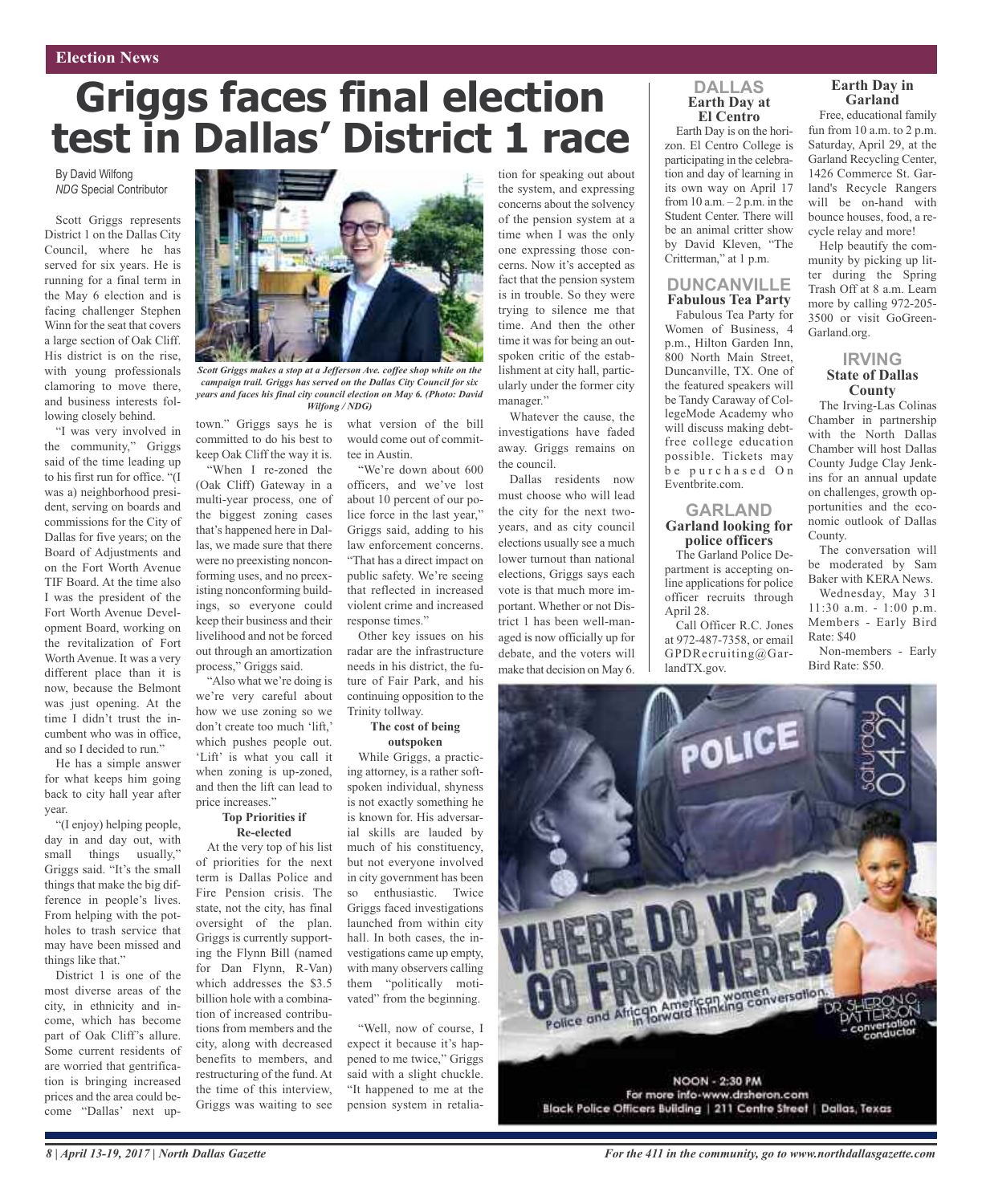Election News

# Griggs faces final election test in Dallas' District 1 race

By David Wilfong
*NDG* Special Contributor

Scott Griggs represents District 1 on the Dallas City Council, where he has served for six years. He is running for a final term in the May 6 election and is facing challenger Stephen Winn for the seat that covers a large section of Oak Cliff. His district is on the rise, with young professionals clamoring to move there, and business interests following closely behind.

"I was very involved in the community," Griggs said of the time leading up to his first run for office. "(I was a) neighborhood president, serving on boards and commissions for the City of Dallas for five years; on the Board of Adjustments and on the Fort Worth Avenue TIF Board. At the time also I was the president of the Fort Worth Avenue Development Board, working on the revitalization of Fort Worth Avenue. It was a very different place than it is now, because the Belmont was just opening. At the time I didn't trust the incumbent who was in office, and so I decided to run."

He has a simple answer for what keeps him going back to city hall year after year.

"(I enjoy) helping people, day in and day out, with small things usually," Griggs said. "It's the small things that make the big difference in people's lives. From helping with the potholes to trash service that may have been missed and things like that."

District 1 is one of the most diverse areas of the city, in ethnicity and income, which has become part of Oak Cliff's allure. Some current residents of are worried that gentrification is bringing increased prices and the area could become "Dallas' next uptown." Griggs says he is committed to do his best to keep Oak Cliff the way it is.

*Scott Griggs makes a stop at a Jefferson Ave. coffee shop while on the campaign trail. Griggs has served on the Dallas City Council for six years and faces his final city council election on May 6. (Photo: David Wilfong / NDG)*

"When I re-zoned the (Oak Cliff) Gateway in a multi-year process, one of the biggest zoning cases that's happened here in Dallas, we made sure that there were no preexisting nonconforming uses, and no preexisting nonconforming buildings, so everyone could keep their business and their livelihood and not be forced out through an amortization process," Griggs said.

"Also what we're doing is we're very careful about how we use zoning so we don't create too much 'lift,' which pushes people out. 'Lift' is what you call it when zoning is up-zoned, and then the lift can lead to price increases."

**Top Priorities if Re-elected**

At the very top of his list of priorities for the next term is Dallas Police and Fire Pension crisis. The state, not the city, has final oversight of the plan. Griggs is currently supporting the Flynn Bill (named for Dan Flynn, R-Van) which addresses the $3.5 billion hole with a combination of increased contributions from members and the city, along with decreased benefits to members, and restructuring of the fund. At the time of this interview, Griggs was waiting to see what version of the bill would come out of committee in Austin.

"We're down about 600 officers, and we've lost about 10 percent of our police force in the last year," Griggs said, adding to his law enforcement concerns. "That has a direct impact on public safety. We're seeing that reflected in increased violent crime and increased response times."

Other key issues on his radar are the infrastructure needs in his district, the future of Fair Park, and his continuing opposition to the Trinity tollway.

**The cost of being outspoken**

While Griggs, a practicing attorney, is a rather soft-spoken individual, shyness is not exactly something he is known for. His adversarial skills are lauded by much of his constituency, but not everyone involved in city government has been so enthusiastic. Twice Griggs faced investigations launched from within city hall. In both cases, the investigations came up empty, with many observers calling them "politically motivated" from the beginning.

"Well, now of course, I expect it because it's happened to me twice," Griggs said with a slight chuckle. "It happened to me at the pension system in retaliation for speaking out about the system, and expressing concerns about the solvency of the pension system at a time when I was the only one expressing those concerns. Now it's accepted as fact that the pension system is in trouble. So they were trying to silence me that time. And then the other time it was for being an outspoken critic of the establishment at city hall, particularly under the former city manager."

Whatever the cause, the investigations have faded away. Griggs remains on the council.

Dallas residents now must choose who will lead the city for the next two-years, and as city council elections usually see a much lower turnout than national elections, Griggs says each vote is that much more important. Whether or not District 1 has been well-managed is now officially up for debate, and the voters will make that decision on May 6.

## DALLAS

### Earth Day at El Centro

Earth Day is on the horizon. El Centro College is participating in the celebration and day of learning in its own way on April 17 from 10 a.m. – 2 p.m. in the Student Center. There will be an animal critter show by David Kleven, "The Critterman," at 1 p.m.

## DUNCANVILLE

### Fabulous Tea Party

Fabulous Tea Party for Women of Business, 4 p.m., Hilton Garden Inn, 800 North Main Street, Duncanville, TX. One of the featured speakers will be Tandy Caraway of CollegeMode Academy who will discuss making debt-free college education possible. Tickets may be purchased On Eventbrite.com.

## GARLAND

### Garland looking for police officers

The Garland Police Department is accepting online applications for police officer recruits through April 28.

Call Officer R.C. Jones at 972-487-7358, or email GPDRecruiting@GarlandTX.gov.

### Earth Day in Garland

Free, educational family fun from 10 a.m. to 2 p.m. Saturday, April 29, at the Garland Recycling Center, 1426 Commerce St. Garland's Recycle Rangers will be on-hand with bounce houses, food, a recycle relay and more!

Help beautify the community by picking up litter during the Spring Trash Off at 8 a.m. Learn more by calling 972-205-3500 or visit GoGreenGarland.org.

## IRVING

### State of Dallas County

The Irving-Las Colinas Chamber in partnership with the North Dallas Chamber will host Dallas County Judge Clay Jenkins for an annual update on challenges, growth opportunities and the economic outlook of Dallas County.

The conversation will be moderated by Sam Baker with KERA News.

Wednesday, May 31
11:30 a.m. - 1:00 p.m.
Members - Early Bird Rate: $40

Non-members - Early Bird Rate: $50.

POLICE
saturday 04.22
WHERE DO WE GO FROM HERE?
Police and African American women in forward thinking conversation.
DR. SHERON C. PATTERSON - conversation conductor
NOON - 2:30 PM
For more info-www.drsheron.com
Black Police Officers Building | 211 Centre Street | Dallas, Texas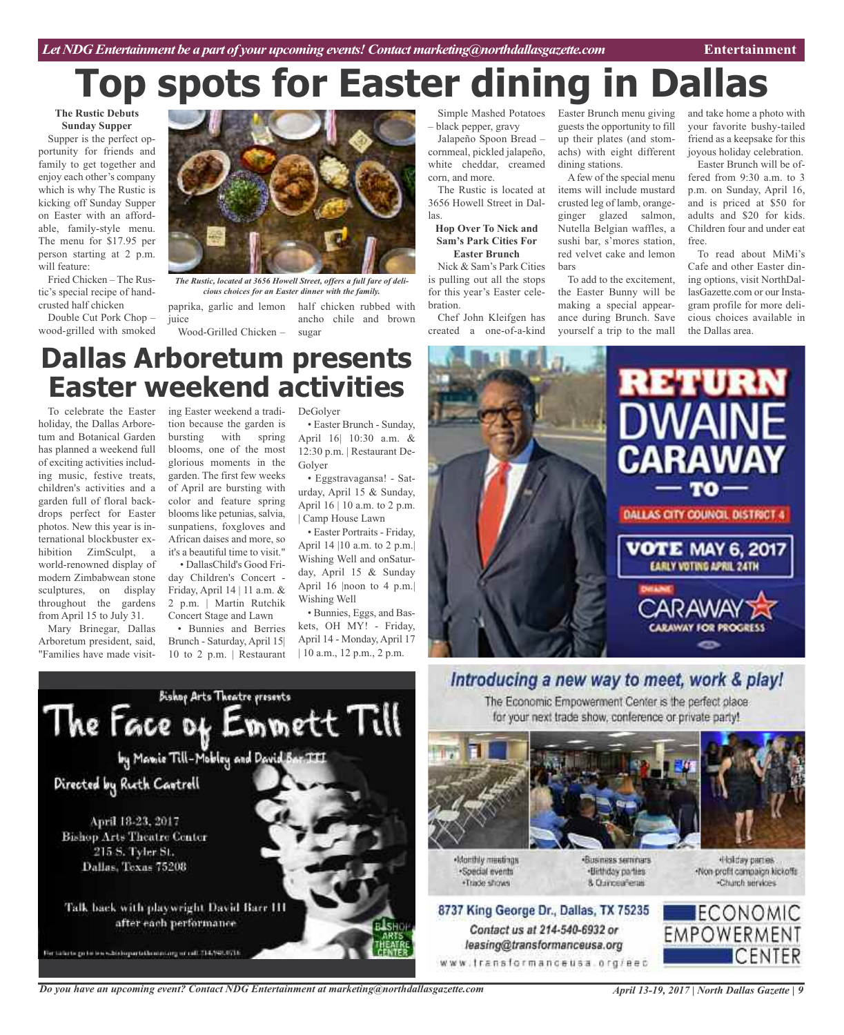# Top spots for Easter dining in Dallas

**The Rustic Debuts Sunday Supper**

Supper is the perfect opportunity for friends and family to get together and enjoy each other's company which is why The Rustic is kicking off Sunday Supper on Easter with an affordable, family-style menu. The menu for $17.95 per person starting at 2 p.m. will feature:

Fried Chicken – The Rustic's special recipe of hand-crusted half chicken

Double Cut Pork Chop – wood-grilled with smoked paprika, garlic and lemon juice

Wood-Grilled Chicken – half chicken rubbed with ancho chile and brown sugar

*The Rustic, located at 3656 Howell Street, offers a full fare of delicious choices for an Easter dinner with the family.*

Simple Mashed Potatoes – black pepper, gravy

Jalapeño Spoon Bread – cornmeal, pickled jalapeño, white cheddar, creamed corn, and more.

The Rustic is located at 3656 Howell Street in Dallas.

**Hop Over To Nick and Sam's Park Cities For Easter Brunch**

Nick & Sam's Park Cities is pulling out all the stops for this year's Easter celebration.

Chef John Kleifgen has created a one-of-a-kind Easter Brunch menu giving guests the opportunity to fill up their plates (and stomachs) with eight different dining stations.

A few of the special menu items will include mustard crusted leg of lamb, orange-ginger glazed salmon, Nutella Belgian waffles, a sushi bar, s'mores station, red velvet cake and lemon bars

To add to the excitement, the Easter Bunny will be making a special appearance during Brunch. Save yourself a trip to the mall and take home a photo with your favorite bushy-tailed friend as a keepsake for this joyous holiday celebration.

Easter Brunch will be offered from 9:30 a.m. to 3 p.m. on Sunday, April 16, and is priced at $50 for adults and $20 for kids. Children four and under eat free.

To read about MiMi's Cafe and other Easter dining options, visit NorthDallasGazette.com or our Instagram profile for more delicious choices available in the Dallas area.

# Dallas Arboretum presents Easter weekend activities

To celebrate the Easter holiday, the Dallas Arboretum and Botanical Garden has planned a weekend full of exciting activities including music, festive treats, children's activities and a garden full of floral backdrops perfect for Easter photos. New this year is international blockbuster exhibition ZimSculpt, a world-renowned display of modern Zimbabwean stone sculptures, on display throughout the gardens from April 15 to July 31.

Mary Brinegar, Dallas Arboretum president, said, "Families have made visiting Easter weekend a tradition because the garden is bursting with spring blooms, one of the most glorious moments in the garden. The first few weeks of April are bursting with color and feature spring blooms like petunias, salvia, sunpatiens, foxgloves and African daises and more, so it's a beautiful time to visit."

- DallasChild's Good Friday Children's Concert - Friday, April 14 | 11 a.m. & 2 p.m. | Martin Rutchik Concert Stage and Lawn
- Bunnies and Berries Brunch - Saturday, April 15| 10 to 2 p.m. | Restaurant DeGolyer
- Easter Brunch - Sunday, April 16| 10:30 a.m. & 12:30 p.m. | Restaurant DeGolyer
- Eggstravagansa! - Saturday, April 15 & Sunday, April 16 | 10 a.m. to 2 p.m. | Camp House Lawn
- Easter Portraits - Friday, April 14 |10 a.m. to 2 p.m.| Wishing Well and onSaturday, April 15 & Sunday April 16 |noon to 4 p.m.| Wishing Well
- Bunnies, Eggs, and Baskets, OH MY! - Friday, April 14 - Monday, April 17 | 10 a.m., 12 p.m., 2 p.m.

RETURN DWAINE CARAWAY — TO — DALLAS CITY COUNCIL DISTRICT 4

VOTE MAY 6, 2017
EARLY VOTING APRIL 24TH

DWAINE CARAWAY
CARAWAY FOR PROGRESS

Bishop Arts Theatre presents

The Face of Emmett Till

by Mamie Till-Mobley and David Barr III

Directed by Ruth Cantrell

April 18-23, 2017
Bishop Arts Theatre Center
215 S. Tyler St.
Dallas, Texas 75208

Talk back with playwright David Barr III after each performance

Introducing a new way to meet, work & play!

The Economic Empowerment Center is the perfect place for your next trade show, conference or private party!

- Monthly meetings
- Special events
- Trade shows
- Business seminars
- Birthday parties
- & Quinceañeras
- Holiday parties
- Non profit campaign kickoffs
- Church services

8737 King George Dr., Dallas, TX 75235

Contact us at 214-540-6932 or leasing@transformanceusa.org

www.transformanceusa.org/eec

ECONOMIC EMPOWERMENT CENTER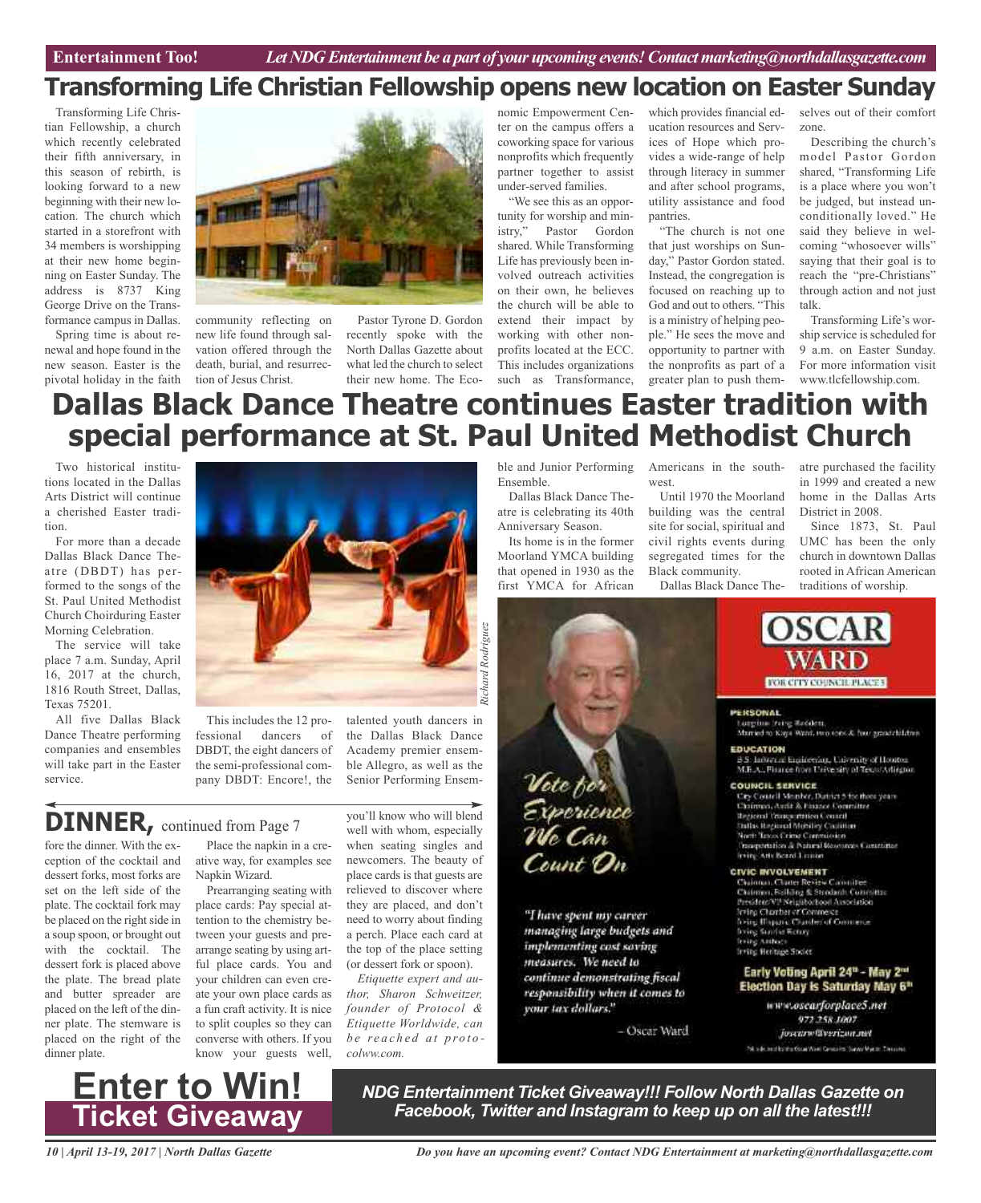Entertainment Too! *Let NDG Entertainment be a part of your upcoming events! Contact marketing@northdallasgazette.com*

# Transforming Life Christian Fellowship opens new location on Easter Sunday

Transforming Life Christian Fellowship, a church which recently celebrated their fifth anniversary, in this season of rebirth, is looking forward to a new beginning with their new location. The church which started in a storefront with 34 members is worshipping at their new home beginning on Easter Sunday. The address is 8737 King George Drive on the Transformance campus in Dallas.

Spring time is about renewal and hope found in the new season. Easter is the pivotal holiday in the faith community reflecting on new life found through salvation offered through the death, burial, and resurrection of Jesus Christ.

Pastor Tyrone D. Gordon recently spoke with the North Dallas Gazette about what led the church to select their new home. The Economic Empowerment Center on the campus offers a coworking space for various nonprofits which frequently partner together to assist under-served families.

"We see this as an opportunity for worship and ministry," Pastor Gordon shared. While Transforming Life has previously been involved outreach activities on their own, he believes the church will be able to extend their impact by working with other nonprofits located at the ECC. This includes organizations such as Transformance, which provides financial education resources and Services of Hope which provides a wide-range of help through literacy in summer and after school programs, utility assistance and food pantries.

"The church is not one that just worships on Sunday," Pastor Gordon stated. Instead, the congregation is focused on reaching up to God and out to others. "This is a ministry of helping people." He sees the move and opportunity to partner with the nonprofits as part of a greater plan to push themselves out of their comfort zone.

Describing the church's model Pastor Gordon shared, "Transforming Life is a place where you won't be judged, but instead unconditionally loved." He said they believe in welcoming "whosoever wills" saying that their goal is to reach the "pre-Christians" through action and not just talk.

Transforming Life's worship service is scheduled for 9 a.m. on Easter Sunday. For more information visit www.tlcfellowship.com.

# Dallas Black Dance Theatre continues Easter tradition with special performance at St. Paul United Methodist Church

Two historical institutions located in the Dallas Arts District will continue a cherished Easter tradition.

For more than a decade Dallas Black Dance Theatre (DBDT) has performed to the songs of the St. Paul United Methodist Church Choirduring Easter Morning Celebration.

The service will take place 7 a.m. Sunday, April 16, 2017 at the church, 1816 Routh Street, Dallas, Texas 75201.

All five Dallas Black Dance Theatre performing companies and ensembles will take part in the Easter service.

*Richard Rodriguez*

This includes the 12 professional dancers of DBDT, the eight dancers of the semi-professional company DBDT: Encore!, the talented youth dancers in the Dallas Black Dance Academy premier ensemble Allegro, as well as the Senior Performing Ensemble and Junior Performing Ensemble.

Dallas Black Dance Theatre is celebrating its 40th Anniversary Season.

Its home is in the former Moorland YMCA building that opened in 1930 as the first YMCA for African Americans in the southwest.

Until 1970 the Moorland building was the central site for social, spiritual and civil rights events during segregated times for the Black community.

Dallas Black Dance Theatre purchased the facility in 1999 and created a new home in the Dallas Arts District in 2008.

Since 1873, St. Paul UMC has been the only church in downtown Dallas rooted in African American traditions of worship.

## DINNER, continued from Page 7

fore the dinner. With the exception of the cocktail and dessert forks, most forks are set on the left side of the plate. The cocktail fork may be placed on the right side in a soup spoon, or brought out with the cocktail. The dessert fork is placed above the plate. The bread plate and butter spreader are placed on the left of the dinner plate. The stemware is placed on the right of the dinner plate.

Place the napkin in a creative way, for examples see Napkin Wizard.

Prearranging seating with place cards: Pay special attention to the chemistry between your guests and prearrange seating by using artful place cards. You and your children can even create your own place cards as a fun craft activity. It is nice to split couples so they can converse with others. If you know your guests well, you'll know who will blend well with whom, especially when seating singles and newcomers. The beauty of place cards is that guests are relieved to discover where they are placed, and don't need to worry about finding a perch. Place each card at the top of the place setting (or dessert fork or spoon).

*Etiquette expert and author, Sharon Schweitzer, founder of Protocol & Etiquette Worldwide, can be reached at protocolww.com.*

**OSCAR WARD**
FOR CITY COUNCIL PLACE 5

*Vote for Experience We Can Count On*

*"I have spent my career managing large budgets and implementing cost saving measures. We need to continue demonstrating fiscal responsibility when it comes to your tax dollars."*

– Oscar Ward

**PERSONAL**
Longtime Irving Resident.
Married to Kaye Ward, two sons & four grandchildren

**EDUCATION**
B.S. Industrial Engineering, University of Houston
M.B.A., Finance from University of Texas/Arlington

**COUNCIL SERVICE**
City Council Member, District 5 for three years
Chairman, Audit & Finance Committee
Regional Transportation Council
Dallas Regional Mobility Coalition
North Texas Crime Commission
Transportation & Natural Resources Committee
Irving Arts Board Liaison

**CIVIC INVOLVEMENT**
Chairman, Charter Review Committee
Chairman, Building & Standards Committee
President/VP Neighborhood Association
Irving Chamber of Commerce
Irving Hispanic Chamber of Commerce
Irving Sunrise Rotary
Irving Ambucs
Irving Heritage Society

**Early Voting April 24th - May 2nd**
**Election Day is Saturday May 6th**

www.oscarforplace5.net
972.258.1007
joscarw@verizon.net

Pol. adv. paid by the Oscar Ward Campaign, Susan Martin, Treasurer

# Enter to Win! Ticket Giveaway

***NDG Entertainment Ticket Giveaway!!! Follow North Dallas Gazette on Facebook, Twitter and Instagram to keep up on all the latest!!!***

*Do you have an upcoming event? Contact NDG Entertainment at marketing@northdallasgazette.com*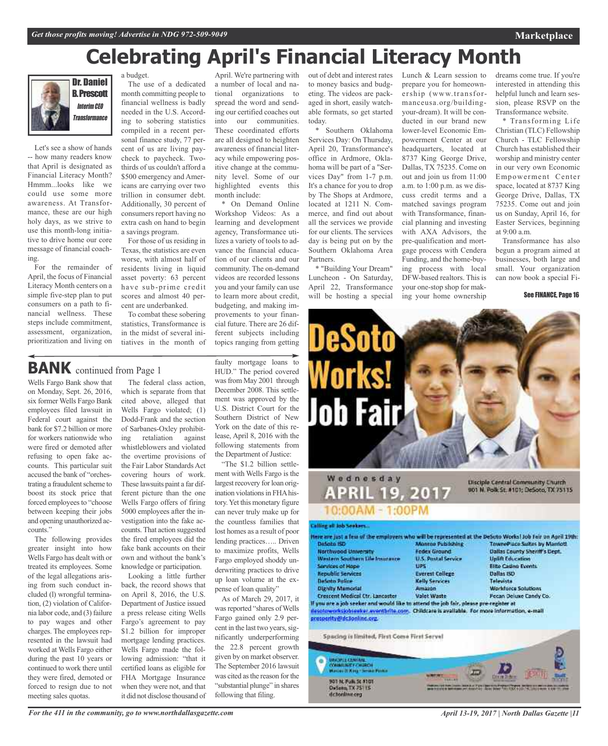# Celebrating April's Financial Literacy Month

**Dr. Daniel B. Prescott**
*Interim CEO Transformance*

Let's see a show of hands -- how many readers know that April is designated as Financial Literacy Month? Hmmm...looks like we could use some more awareness. At Transformance, these are our high holy days, as we strive to use this month-long initiative to drive home our core message of financial coaching.

For the remainder of April, the focus of Financial Literacy Month centers on a simple five-step plan to put consumers on a path to financial wellness. These steps include commitment, assessment, organization, prioritization and living on a budget.

The use of a dedicated month committing people to financial wellness is badly needed in the U.S. According to sobering statistics compiled in a recent personal finance study, 77 percent of us are living paycheck to paycheck. Two-thirds of us couldn't afford a $500 emergency and Americans are carrying over two trillion in consumer debt. Additionally, 30 percent of consumers report having no extra cash on hand to begin a savings program.

For those of us residing in Texas, the statistics are even worse, with almost half of residents living in liquid asset poverty: 63 percent have sub-prime credit scores and almost 40 percent are underbanked.

To combat these sobering statistics, Transformance is in the midst of several initiatives in the month of April. We're partnering with a number of local and national organizations to spread the word and sending our certified coaches out into our communities. These coordinated efforts are all designed to heighten awareness of financial literacy while empowering positive change at the community level. Some of our highlighted events this month include:

* On Demand Online Workshop Videos: As a learning and development agency, Transformance utilizes a variety of tools to advance the financial education of our clients and our community. The on-demand videos are recorded lessons you and your family can use to learn more about credit, budgeting, and making improvements to your financial future. There are 26 different subjects including topics ranging from getting out of debt and interest rates to money basics and budgeting. The videos are packaged in short, easily watchable formats, so get started today.

* Southern Oklahoma Services Day: On Thursday, April 20, Transformance's office in Ardmore, Oklahoma will be part of a "Services Day" from 1-7 p.m. It's a chance for you to drop by The Shops at Ardmore, located at 1211 N. Commerce, and find out about all the services we provide for our clients. The services day is being put on by the Southern Oklahoma Area Partners.

* "Building Your Dream" Luncheon - On Saturday, April 22, Transformance will be hosting a special Lunch & Learn session to prepare you for homeownership (www.transformanceusa.org/building-your-dream). It will be conducted in our brand new lower-level Economic Empowerment Center at our headquarters, located at 8737 King George Drive, Dallas, TX 75235. Come on out and join us from 11:00 a.m. to 1:00 p.m. as we discuss credit terms and a matched savings program with Transformance, financial planning and investing with AXA Advisors, the pre-qualification and mortgage process with Cendera Funding, and the home-buying process with local DFW-based realtors. This is your one-stop shop for making your home ownership dreams come true. If you're interested in attending this helpful lunch and learn session, please RSVP on the Transformance website.

* Transforming Life Christian (TLC) Fellowship Church - TLC Fellowship Church has established their worship and ministry center in our very own Economic Empowerment Center space, located at 8737 King George Drive, Dallas, TX 75235. Come out and join us on Sunday, April 16, for Easter Services, beginning at 9:00 a.m.

Transformance has also begun a program aimed at businesses, both large and small. Your organization can now book a special Fi-

See FINANCE, Page 16

## BANK continued from Page 1

Wells Fargo Bank show that on Monday, Sept. 26, 2016, six former Wells Fargo Bank employees filed lawsuit in Federal court against the bank for $7.2 billion or more for workers nationwide who were fired or demoted after refusing to open fake accounts. This particular suit accused the bank of "orchestrating a fraudulent scheme to boost its stock price that forced employees to "choose between keeping their jobs and opening unauthorized accounts."

The following provides greater insight into how Wells Fargo has dealt with or treated its employees. Some of the legal allegations arising from such conduct included (l) wrongful termination, (2) violation of California labor code, and (3) failure to pay wages and other charges. The employees represented in the lawsuit had worked at Wells Fargo either during the past 10 years or continued to work there until they were fired, demoted or forced to resign due to not meeting sales quotas.

The federal class action, which is separate from that cited above, alleged that Wells Fargo violated; (1) Dodd-Frank and the section of Sarbanes-Oxley prohibiting retaliation against whistleblowers and violated the overtime provisions of the Fair Labor Standards Act covering hours of work. These lawsuits paint a far different picture than the one Wells Fargo offers of firing 5000 employees after the investigation into the fake accounts. That action suggested the fired employees did the fake bank accounts on their own and without the bank's knowledge or participation.

Looking a little further back, the record shows that on April 8, 2016, the U.S. Department of Justice issued a press release citing Wells Fargo's agreement to pay $1.2 billion for improper mortgage lending practices. Wells Fargo made the following admission: "that it certified loans as eligible for FHA Mortgage Insurance when they were not, and that it did not disclose thousand of faulty mortgage loans to HUD." The period covered was from May 2001 through December 2008. This settlement was approved by the U.S. District Court for the Southern District of New York on the date of this release, April 8, 2016 with the following statements from the Department of Justice:

"The $1.2 billion settlement with Wells Fargo is the largest recovery for loan origination violations in FHA history. Yet this monetary figure can never truly make up for the countless families that lost homes as a result of poor lending practices….. Driven to maximize profits, Wells Fargo employed shoddy underwriting practices to drive up loan volume at the expense of loan quality"

As of March 29, 2017, it was reported "shares of Wells Fargo gained only 2.9 percent in the last two years, significantly underperforming the 22.8 percent growth given by on market observer. The September 2016 lawsuit was cited as the reason for the "substantial plunge" in shares following that filing.

# DeSoto Works! Job Fair

Wednesday **APRIL 19, 2017**
10:00AM - 1:00PM

Disciple Central Community Church
901 N. Polk St. #101; DeSoto, TX 75115

Calling all Job Seekers...

Here are just a few of the employers who will be represented at the DeSoto Works! Job Fair on April 19th:

| | | |
|---|---|---|
| DeSoto ISD | Monroe Publishing | TownePlace Suites by Marriott |
| Northwood University | Fedex Ground | Dallas County Sheriff's Dept. |
| Western Southern Life Insurance | U.S. Postal Service | Uplift Education |
| Services of Hope | UPS | Elite Casino Events |
| Republic Services | Everest College | Dallas ISD |
| DeSoto Police | Kelly Services | Televista |
| Dignity Memorial | Amazon | Workforce Solutions |
| Crescent Medical Ctr. Lancaster | Valet Waste | Pecan Deluxe Candy Co. |

If you are a job seeker and would like to attend the job fair, please pre-register at desotoworksjobseeker.eventbrite.com. Childcare is available. For more information, e-mail prosperity@dc3online.org.

Spacing is limited, First Come First Serve!

Disciple Central Community Church
901 N. Polk St. #101
DeSoto, TX 75115
dc3online.org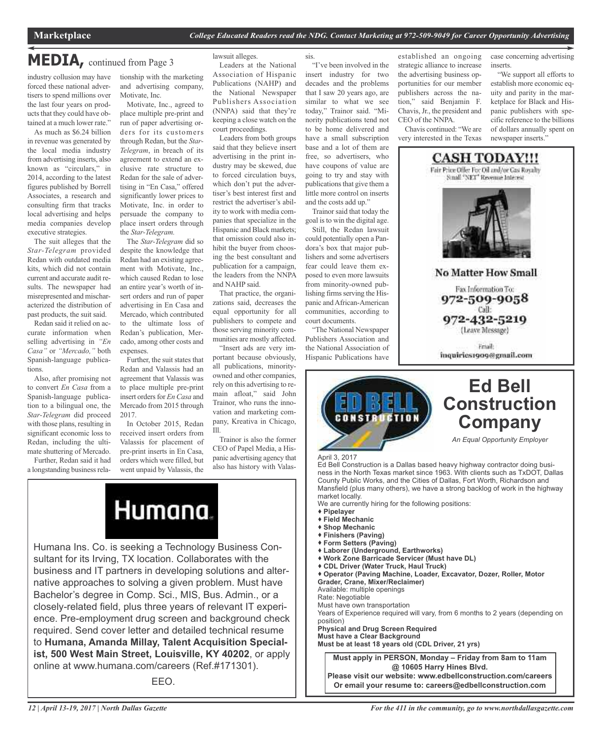# MEDIA, continued from Page 3

industry collusion may have forced these national advertisers to spend millions over the last four years on products that they could have obtained at a much lower rate."

As much as $6.24 billion in revenue was generated by the local media industry from advertising inserts, also known as "circulars," in 2014, according to the latest figures published by Borrell Associates, a research and consulting firm that tracks local advertising and helps media companies develop executive strategies.

The suit alleges that the *Star-Telegram* provided Redan with outdated media kits, which did not contain current and accurate audit results. The newspaper had misrepresented and mischaracterized the distribution of past products, the suit said.

Redan said it relied on accurate information when selling advertising in *"En Casa"* or *"Mercado,"* both Spanish-language publications.

Also, after promising not to convert *En Casa* from a Spanish-language publication to a bilingual one, the *Star-Telegram* did proceed with those plans, resulting in significant economic loss to Redan, including the ultimate shuttering of Mercado.

Further, Redan said it had a longstanding business relationship with the marketing and advertising company, Motivate, Inc.

Motivate, Inc., agreed to place multiple pre-print and run of paper advertising orders for its customers through Redan, but the *Star-Telegram*, in breach of its agreement to extend an exclusive rate structure to Redan for the sale of advertising in "En Casa," offered significantly lower prices to Motivate, Inc. in order to persuade the company to place insert orders through the *Star-Telegram.*

The *Star-Telegram* did so despite the knowledge that Redan had an existing agreement with Motivate, Inc., which caused Redan to lose an entire year's worth of insert orders and run of paper advertising in En Casa and Mercado, which contributed to the ultimate loss of Redan's publication, Mercado, among other costs and expenses.

Further, the suit states that Redan and Valassis had an agreement that Valassis was to place multiple pre-print insert orders for *En Casa* and Mercado from 2015 through 2017.

In October 2015, Redan received insert orders from Valassis for placement of pre-print inserts in En Casa, orders which were filled, but went unpaid by Valassis, the lawsuit alleges.

Leaders at the National Association of Hispanic Publications (NAHP) and the National Newspaper Publishers Association (NNPA) said that they're keeping a close watch on the court proceedings.

Leaders from both groups said that they believe insert advertising in the print industry may be skewed, due to forced circulation buys, which don't put the advertiser's best interest first and restrict the advertiser's ability to work with media companies that specialize in the Hispanic and Black markets; that omission could also inhibit the buyer from choosing the best consultant and publication for a campaign, the leaders from the NNPA and NAHP said.

That practice, the organizations said, decreases the equal opportunity for all publishers to compete and those serving minority communities are mostly affected.

"Insert ads are very important because obviously, all publications, minority-owned and other companies, rely on this advertising to remain afloat," said John Trainor, who runs the innovation and marketing company, Kreativa in Chicago, Ill.

Trainor is also the former CEO of Papel Media, a Hispanic advertising agency that also has history with Valassis.

"I've been involved in the insert industry for two decades and the problems that I saw 20 years ago, are similar to what we see today," Trainor said. "Minority publications tend not to be home delivered and have a small subscription base and a lot of them are free, so advertisers, who have coupons of value are going to try and stay with publications that give them a little more control on inserts and the costs add up."

Trainor said that today the goal is to win the digital age.

Still, the Redan lawsuit could potentially open a Pandora's box that major publishers and some advertisers fear could leave them exposed to even more lawsuits from minority-owned publishing firms serving the Hispanic and African-American communities, according to court documents.

"The National Newspaper Publishers Association and the National Association of Hispanic Publications have established an ongoing strategic alliance to increase the advertising business opportunities for our member publishers across the nation," said Benjamin F. Chavis, Jr., the president and CEO of the NNPA.

Chavis continued: "We are very interested in the Texas case concerning advertising inserts.

"We support all efforts to establish more economic equity and parity in the marketplace for Black and Hispanic publishers with specific reference to the billions of dollars annually spent on newspaper inserts."

---

**CASH TODAY!!!**

Fair Price Offer For Oil and/or Gas Royalty
Small "NET" Revenue Interest

**No Matter How Small**

Fax Information To:
**972-509-9058**
Call:
**972-432-5219**
(Leave Message)

Email:
inquiries1909@gmail.com

---

**Humana**

Humana Ins. Co. is seeking a Technology Business Consultant for its Irving, TX location. Collaborates with the business and IT partners in developing solutions and alternative approaches to solving a given problem. Must have Bachelor's degree in Comp. Sci., MIS, Bus. Admin., or a closely-related field, plus three years of relevant IT experience. Pre-employment drug screen and background check required. Send cover letter and detailed technical resume to **Humana, Amanda Millay, Talent Acquisition Specialist, 500 West Main Street, Louisville, KY 40202**, or apply online at www.humana.com/careers (Ref.#171301).

EEO.

---

# Ed Bell Construction Company

*An Equal Opportunity Employer*

April 3, 2017

Ed Bell Construction is a Dallas based heavy highway contractor doing business in the North Texas market since 1963. With clients such as TxDOT, Dallas County Public Works, and the Cities of Dallas, Fort Worth, Richardson and Mansfield (plus many others), we have a strong backlog of work in the highway market locally.

We are currently hiring for the following positions:

- **Pipelayer**
- **Field Mechanic**
- **Shop Mechanic**
- **Finishers (Paving)**
- **Form Setters (Paving)**
- **Laborer (Underground, Earthworks)**
- **Work Zone Barricade Servicer (Must have DL)**
- **CDL Driver (Water Truck, Haul Truck)**
- **Operator (Paving Machine, Loader, Excavator, Dozer, Roller, Motor Grader, Crane, Mixer/Reclaimer)**

Available: multiple openings
Rate: Negotiable
Must have own transportation
Years of Experience required will vary, from 6 months to 2 years (depending on position)
**Physical and Drug Screen Required**
**Must have a Clear Background**
**Must be at least 18 years old (CDL Driver, 21 yrs)**

**Must apply in PERSON, Monday – Friday from 8am to 11am @ 10605 Harry Hines Blvd.**
**Please visit our website: www.edbellconstruction.com/careers**
**Or email your resume to: careers@edbellconstruction.com**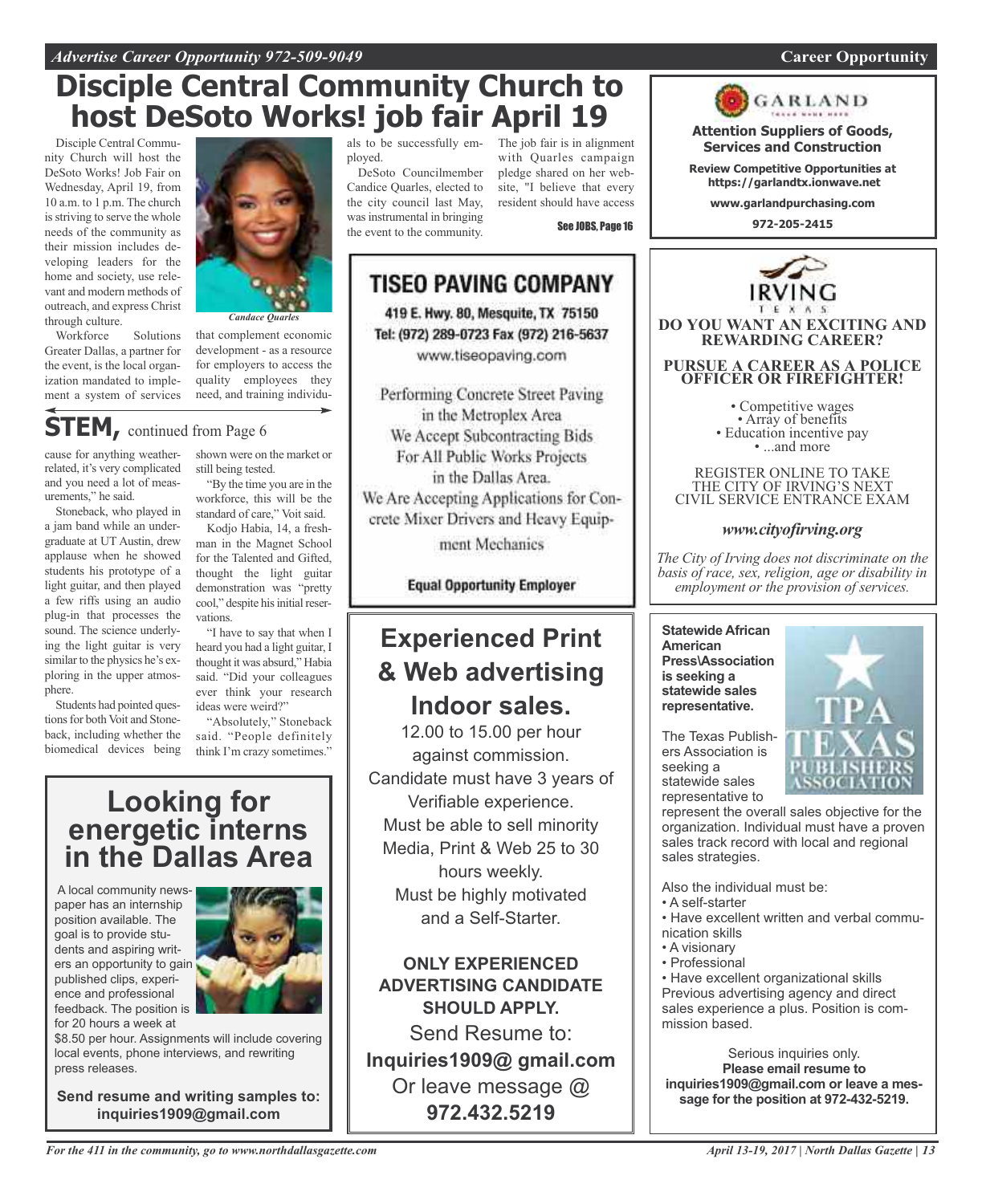# Disciple Central Community Church to host DeSoto Works! job fair April 19

Disciple Central Community Church will host the DeSoto Works! Job Fair on Wednesday, April 19, from 10 a.m. to 1 p.m. The church is striving to serve the whole needs of the community as their mission includes developing leaders for the home and society, use relevant and modern methods of outreach, and express Christ through culture.

*Candace Quarles*

Workforce Solutions Greater Dallas, a partner for the event, is the local organization mandated to implement a system of services that complement economic development - as a resource for employers to access the quality employees they need, and training individuals to be successfully employed.

DeSoto Councilmember Candice Quarles, elected to the city council last May, was instrumental in bringing the event to the community.

The job fair is in alignment with Quarles campaign pledge shared on her website, "I believe that every resident should have access

See JOBS, Page 16

## STEM, continued from Page 6

cause for anything weather-related, it's very complicated and you need a lot of measurements," he said.

Stoneback, who played in a jam band while an undergraduate at UT Austin, drew applause when he showed students his prototype of a light guitar, and then played a few riffs using an audio plug-in that processes the sound. The science underlying the light guitar is very similar to the physics he's exploring in the upper atmosphere.

Students had pointed questions for both Voit and Stoneback, including whether the biomedical devices being shown were on the market or still being tested.

"By the time you are in the workforce, this will be the standard of care," Voit said.

Kodjo Habia, 14, a freshman in the Magnet School for the Talented and Gifted, thought the light guitar demonstration was "pretty cool," despite his initial reservations.

"I have to say that when I heard you had a light guitar, I thought it was absurd," Habia said. "Did your colleagues ever think your research ideas were weird?"

"Absolutely," Stoneback said. "People definitely think I'm crazy sometimes."

## Looking for energetic interns in the Dallas Area

A local community newspaper has an internship position available. The goal is to provide students and aspiring writers an opportunity to gain published clips, experience and professional feedback. The position is for 20 hours a week at $8.50 per hour. Assignments will include covering local events, phone interviews, and rewriting press releases.

**Send resume and writing samples to: inquiries1909@gmail.com**

## TISEO PAVING COMPANY

419 E. Hwy. 80, Mesquite, TX 75150
Tel: (972) 289-0723 Fax (972) 216-5637
www.tiseopaving.com

Performing Concrete Street Paving in the Metroplex Area
We Accept Subcontracting Bids For All Public Works Projects in the Dallas Area.
We Are Accepting Applications for Concrete Mixer Drivers and Heavy Equipment Mechanics

**Equal Opportunity Employer**

## Experienced Print & Web advertising Indoor sales.

12.00 to 15.00 per hour against commission.
Candidate must have 3 years of Verifiable experience.
Must be able to sell minority Media, Print & Web 25 to 30 hours weekly.
Must be highly motivated and a Self-Starter.

**ONLY EXPERIENCED ADVERTISING CANDIDATE SHOULD APPLY.**

Send Resume to:
**Inquiries1909@ gmail.com**
Or leave message @
**972.432.5219**

## GARLAND

**Attention Suppliers of Goods, Services and Construction**

**Review Competitive Opportunities at https://garlandtx.ionwave.net**

**www.garlandpurchasing.com**

**972-205-2415**

## IRVING TEXAS

**DO YOU WANT AN EXCITING AND REWARDING CAREER?**

**PURSUE A CAREER AS A POLICE OFFICER OR FIREFIGHTER!**

- Competitive wages
- Array of benefits
- Education incentive pay
- ...and more

REGISTER ONLINE TO TAKE THE CITY OF IRVING'S NEXT CIVIL SERVICE ENTRANCE EXAM

***www.cityofirving.org***

*The City of Irving does not discriminate on the basis of race, sex, religion, age or disability in employment or the provision of services.*

**Statewide African American Press\Association is seeking a statewide sales representative.**

TPA TEXAS PUBLISHERS ASSOCIATION

The Texas Publishers Association is seeking a statewide sales representative to represent the overall sales objective for the organization. Individual must have a proven sales track record with local and regional sales strategies.

Also the individual must be:

- A self-starter
- Have excellent written and verbal communication skills
- A visionary
- Professional
- Have excellent organizational skills

Previous advertising agency and direct sales experience a plus. Position is commission based.

Serious inquiries only.
**Please email resume to inquiries1909@gmail.com or leave a message for the position at 972-432-5219.**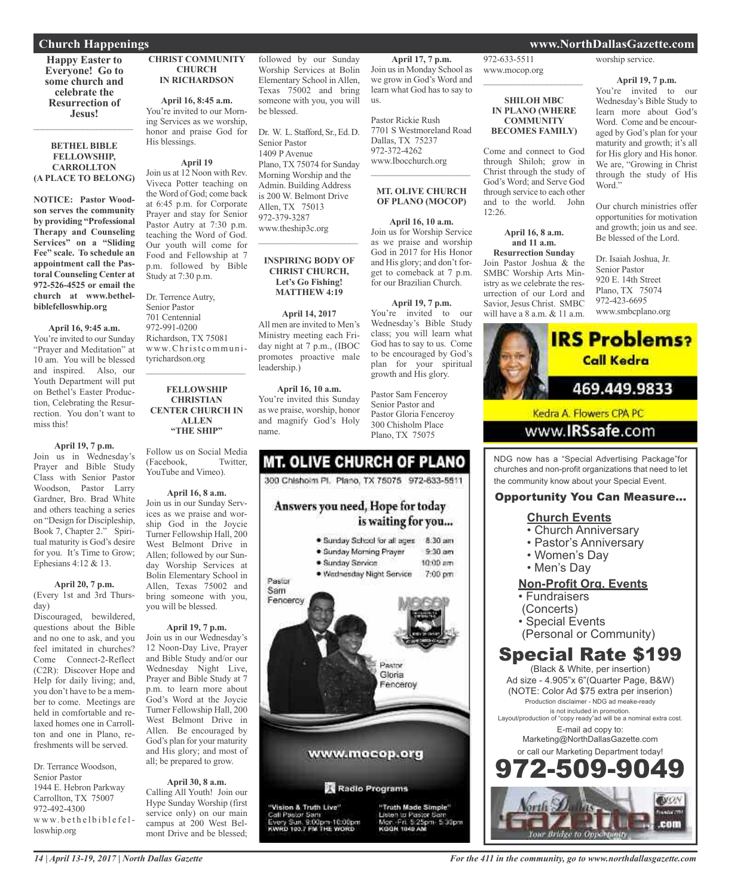# Church Happenings

**Happy Easter to Everyone! Go to some church and celebrate the Resurrection of Jesus!**

---

### BETHEL BIBLE FELLOWSHIP, CARROLLTON (A PLACE TO BELONG)

**NOTICE: Pastor Woodson serves the community by providing "Professional Therapy and Counseling Services" on a "Sliding Fee" scale. To schedule an appointment call the Pastoral Counseling Center at 972-526-4525 or email the church at www.bethelbiblefelloswhip.org**

**April 16, 9:45 a.m.**
You're invited to our Sunday "Prayer and Meditation" at 10 am. You will be blessed and inspired. Also, our Youth Department will put on Bethel's Easter Production, Celebrating the Resurrection. You don't want to miss this!

**April 19, 7 p.m.**
Join us in Wednesday's Prayer and Bible Study Class with Senior Pastor Woodson, Pastor Larry Gardner, Bro. Brad White and others teaching a series on "Design for Discipleship, Book 7, Chapter 2." Spiritual maturity is God's desire for you. It's Time to Grow; Ephesians 4:12 & 13.

**April 20, 7 p.m.**
(Every 1st and 3rd Thursday)
Discouraged, bewildered, questions about the Bible and no one to ask, and you feel imitated in churches? Come Connect-2-Reflect (C2R): Discover Hope and Help for daily living; and, you don't have to be a member to come. Meetings are held in comfortable and relaxed homes one in Carrollton and one in Plano, refreshments will be served.

Dr. Terrance Woodson,
Senior Pastor
1944 E. Hebron Parkway
Carrollton, TX 75007
972-492-4300
www.bethelbiblefelloswhip.org

---

### CHRIST COMMUNITY CHURCH IN RICHARDSON

**April 16, 8:45 a.m.**
You're invited to our Morning Services as we worship, honor and praise God for His blessings.

**April 19**
Join us at 12 Noon with Rev. Viveca Potter teaching on the Word of God; come back at 6:45 p.m. for Corporate Prayer and stay for Senior Pastor Autry at 7:30 p.m. teaching the Word of God. Our youth will come for Food and Fellowship at 7 p.m. followed by Bible Study at 7:30 p.m.

Dr. Terrence Autry,
Senior Pastor
701 Centennial
972-991-0200
Richardson, TX 75081
www.Christcommunityrichardson.org

---

### FELLOWSHIP CHRISTIAN CENTER CHURCH IN ALLEN "THE SHIP"

Follow us on Social Media (Facebook, Twitter, YouTube and Vimeo).

**April 16, 8 a.m.**
Join us in our Sunday Services as we praise and worship God in the Joycie Turner Fellowship Hall, 200 West Belmont Drive in Allen; followed by our Sunday Worship Services at Bolin Elementary School in Allen, Texas 75002 and bring someone with you, you will be blessed.

**April 19, 7 p.m.**
Join us in our Wednesday's 12 Noon-Day Live, Prayer and Bible Study and/or our Wednesday Night Live, Prayer and Bible Study at 7 p.m. to learn more about God's Word at the Joycie Turner Fellowship Hall, 200 West Belmont Drive in Allen. Be encouraged by God's plan for your maturity and His glory; and most of all; be prepared to grow.

**April 30, 8 a.m.**
Calling All Youth! Join our Hype Sunday Worship (first service only) on our main campus at 200 West Belmont Drive and be blessed; followed by our Sunday Worship Services at Bolin Elementary School in Allen, Texas 75002 and bring someone with you, you will be blessed.

Dr. W. L. Stafford, Sr., Ed. D.
Senior Pastor
1409 P Avenue
Plano, TX 75074 for Sunday Morning Worship and the Admin. Building Address is 200 W. Belmont Drive
Allen, TX 75013
972-379-3287
www.theship3c.org

---

### INSPIRING BODY OF CHRIST CHURCH, Let's Go Fishing! MATTHEW 4:19

**April 14, 2017**
All men are invited to Men's Ministry meeting each Friday night at 7 p.m., (IBOC promotes proactive male leadership.)

**April 16, 10 a.m.**
You're invited this Sunday as we praise, worship, honor and magnify God's Holy name.

**April 17, 7 p.m.**
Join us in Monday School as we grow in God's Word and learn what God has to say to us.

Pastor Rickie Rush
7701 S Westmoreland Road
Dallas, TX 75237
972-372-4262
www.Ibocchurch.org

---

### MT. OLIVE CHURCH OF PLANO (MOCOP)

**April 16, 10 a.m.**
Join us for Worship Service as we praise and worship God in 2017 for His Honor and His glory; and don't forget to comeback at 7 p.m. for our Brazilian Church.

**April 19, 7 p.m.**
You're invited to our Wednesday's Bible Study class; you will learn what God has to say to us. Come to be encouraged by God's plan for your spiritual growth and His glory.

Pastor Sam Fenceroy
Senior Pastor and
Pastor Gloria Fenceroy
300 Chisholm Place
Plano, TX 75075
972-633-5511
www.mocop.org

---

### SHILOH MBC IN PLANO (WHERE COMMUNITY BECOMES FAMILY)

Come and connect to God through Shiloh; grow in Christ through the study of God's Word; and Serve God through service to each other and to the world. John 12:26.

**April 16, 8 a.m. and 11 a.m. Resurrection Sunday**
Join Pastor Joshua & the SMBC Worship Arts Ministry as we celebrate the resurrection of our Lord and Savior, Jesus Christ. SMBC will have a 8 a.m. & 11 a.m. worship service.

**April 19, 7 p.m.**
You're invited to our Wednesday's Bible Study to learn more about God's Word. Come and be encouraged by God's plan for your maturity and growth; it's all for His glory and His honor. We are, "Growing in Christ through the study of His Word."

Our church ministries offer opportunities for motivation and growth; join us and see. Be blessed of the Lord.

Dr. Isaiah Joshua, Jr.
Senior Pastor
920 E. 14th Street
Plano, TX 75074
972-423-6695
www.smbcplano.org

---

**MT. OLIVE CHURCH OF PLANO**
300 Chisholm Pl. Plano, TX 75075 972-633-5511

Answers you need, Hope for today is waiting for you...

- Sunday School for all ages 8:30 am
- Sunday Morning Prayer 9:30 am
- Sunday Service 10:00 am
- Wednesday Night Service 7:00 pm

Pastor Sam Fenceroy
Pastor Gloria Fenceroy

www.mocop.org

Radio Programs

"Vision & Truth Live" Call Pastor Sam Every Sun. 9:00pm-10:00pm KWRD 100.7 FM THE WORD

"Truth Made Simple" Listen to Pastor Sam Mon.-Fri. 5:25pm-5:30pm KGGR 1040 AM

---

**IRS Problems? Call Kedra**
469.449.9833
Kedra A. Flowers CPA PC
www.IRSsafe.com

---

NDG now has a "Special Advertising Package" for churches and non-profit organizations that need to let the community know about your Special Event.

**Opportunity You Can Measure...**

**Church Events**
- Church Anniversary
- Pastor's Anniversary
- Women's Day
- Men's Day

**Non-Profit Org. Events**
- Fundraisers (Concerts)
- Special Events (Personal or Community)

**Special Rate $199**
(Black & White, per insertion)
Ad size - 4.905"x 6"(Quarter Page, B&W)
(NOTE: Color Ad $75 extra per inserion)
Production disclaimer - NDG ad meake-ready is not included in promotion.
Layout/production of "copy ready"ad will be a nominal extra cost.
E-mail ad copy to:
Marketing@NorthDallasGazette.com
or call our Marketing Department today!
**972-509-9049**

North Dallas Gazette .com — Your Bridge to Opportunity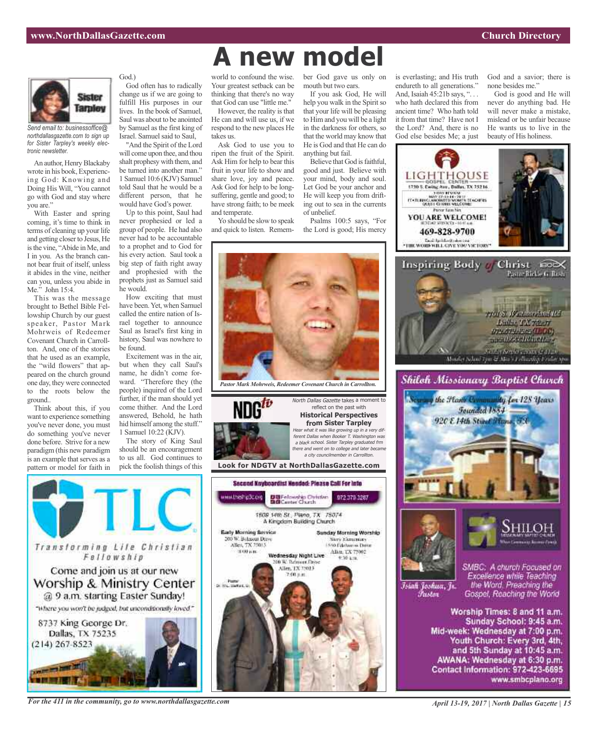# A new model

Sister Tarpley

*Send email to: businessoffice@northdallasgazette.com to sign up for Sister Tarpley's weekly electronic newsletter.*

An author, Henry Blackaby wrote in his book, Experiencing God: Knowing and Doing His Will, "You cannot go with God and stay where you are."

With Easter and spring coming, it's time to think in terms of cleaning up your life and getting closer to Jesus, He is the vine, "Abide in Me, and I in you. As the branch cannot bear fruit of itself, unless it abides in the vine, neither can you, unless you abide in Me." John 15:4.

This was the message brought to Bethel Bible Fellowship Church by our guest speaker, Pastor Mark Mohrweis of Redeemer Covenant Church in Carrollton. And, one of the stories that he used as an example, the "wild flowers" that appeared on the church ground one day, they were connected to the roots below the ground..

Think about this, if you want to experience something you've never done, you must do something you've never done before. Strive for a new paradigm (this new paradigm is an example that serves as a pattern or model for faith in God.)

God often has to radically change us if we are going to fulfill His purposes in our lives. In the book of Samuel, Saul was about to be anointed by Samuel as the first king of Israel. Samuel said to Saul,

"And the Spirit of the Lord will come upon thee, and thou shalt prophesy with them, and be turned into another man." 1 Samuel 10:6 (KJV) Samuel told Saul that he would be a different person, that he would have God's power.

Up to this point, Saul had never prophesied or led a group of people. He had also never had to be accountable to a prophet and to God for his every action. Saul took a big step of faith right away and prophesied with the prophets just as Samuel said he would.

How exciting that must have been. Yet, when Samuel called the entire nation of Israel together to announce Saul as Israel's first king in history, Saul was nowhere to be found.

Excitement was in the air, but when they call Saul's name, he didn't come forward. "Therefore they (the people) inquired of the Lord further, if the man should yet come thither. And the Lord answered, Behold, he hath hid himself among the stuff." 1 Samuel 10:22 (KJV).

The story of King Saul should be an encouragement to us all. God continues to pick the foolish things of this world to confound the wise. Your greatest setback can be thinking that there's no way that God can use "little me."

However, the reality is that He can and will use us, if we respond to the new places He takes us.

Ask God to use you to ripen the fruit of the Spirit. Ask Him for help to bear this fruit in your life to show and share love, joy and peace. Ask God for help to be long-suffering, gentle and good; to have strong faith; to be meek and temperate.

Yo should be slow to speak and quick to listen. Remember God gave us only on mouth but two ears.

If you ask God, He will help you walk in the Spirit so that your life will be pleasing to Him and you will be a light in the darkness for others, so that the world may know that He is God and that He can do anything but fail.

Believe that God is faithful, good and just. Believe with your mind, body and soul. Let God be your anchor and He will keep you from drifting out to sea in the currents of unbelief.

Psalms 100:5 says, "For the Lord is good; His mercy is everlasting; and His truth endureth to all generations." And, Isaiah 45:21b says, ". . . who hath declared this from ancient time? Who hath told it from that time? Have not I the Lord? And, there is no God else besides Me; a just God and a savior; there is none besides me."

God is good and He will never do anything bad. He will never make a mistake, mislead or be unfair because He wants us to live in the beauty of His holiness.

*Pastor Mark Mohrweis, Redeemer Covenant Church in Carrollton.*

NDGtv

*North Dallas Gazette* takes a moment to reflect on the past with

**Historical Perspectives from Sister Tarpley**

*Hear what it was like growing up in a very different Dallas when Booker T. Washington was a black school. Sister Tarpley graduated frm there and went on to college and later became a city councilmember in Carrollton.*

**Look for NDGTV at NorthDallasGazette.com**

LIGHTHOUSE GOSPEL CENTER
1730 S. Ewing Ave., Dallas, TX 75216
YOU ARE WELCOME!
469-828-9700
"THE WORD WILL GIVE YOU VICTORY"

Inspiring Body of Christ
Pastor Rickie G. Rush

Shiloh Missionary Baptist Church
Serving the Plano Community for 128 Years
Founded 1884
920 E 14th Street Plano, TX

SHILOH MISSIONARY BAPTIST CHURCH

Isiah Joshua, Jr. Pastor

SMBC: A church Focused on Excellence while Teaching the Word, Preaching the Gospel, Reaching the World

Worship Times: 8 and 11 a.m.
Sunday School: 9:45 a.m.
Mid-week: Wednesday at 7:00 p.m.
Youth Church: Every 3rd, 4th, and 5th Sunday at 10:45 a.m.
AWANA: Wednesday at 6:30 p.m.
Contact Information: 972-423-6695
www.smbcplano.org

TLC
Transforming Life Christian Fellowship
Come and join us at our new Worship & Ministry Center @ 9 a.m. starting Easter Sunday!
"Where you won't be judged, but unconditionally loved"
8737 King George Dr.
Dallas, TX 75235
(214) 267-8523

Second Keyboardist Needed: Please Call For Info
Fellowship Christian Center Church
972 379 3287
1609 14th St., Plano, TX 75074
A Kingdom Building Church

Early Morning Service
200 W. Belmont Drive
Allen, TX 75013
8:00 a.m.

Sunday Morning Worship
Story Elementary
1550 Edelweiss Drive
Allen, TX 75002
9:30 a.m.

Wednesday Night Live
200 W. Belmont Drive
Allen, TX 75013
7:00 p.m.

Pastor
Dr. W.L. Stafford, Sr.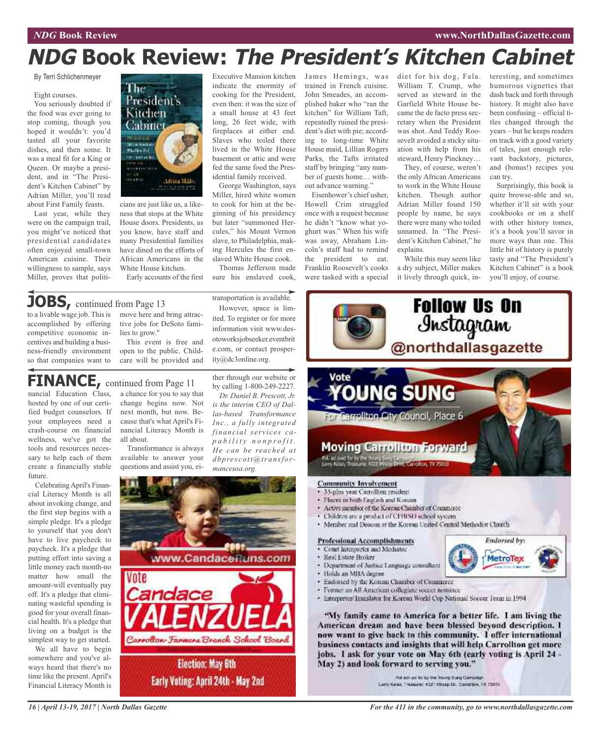# NDG Book Review: *The President's Kitchen Cabinet*

By Terri Schlichenmeyer

Eight courses.

You seriously doubted if the food was ever going to stop coming, though you hoped it wouldn't: you'd tasted all your favorite dishes, and then some. It was a meal fit for a King or Queen. Or maybe a president, and in "The President's Kitchen Cabinet" by Adrian Miller, you'll read about First Family feasts.

Last year, while they were on the campaign trail, you might've noticed that presidential candidates often enjoyed small-town American cuisine. Their willingness to sample, says Miller, proves that politicians are just like us, a likeness that stops at the White House doors. Presidents, as you know, have staff and many Presidential families have dined on the efforts of African Americans in the White House kitchen.

Early accounts of the first Executive Mansion kitchen indicate the enormity of cooking for the President, even then: it was the size of a small house at 43 feet long, 26 feet wide, with fireplaces at either end. Slaves who toiled there lived in the White House basement or attic and were fed the same food the Presidential family received.

George Washington, says Miller, hired white women to cook for him at the beginning of his presidency but later "summoned Hercules," his Mount Vernon slave, to Philadelphia, making Hercules the first enslaved White House cook.

Thomas Jefferson made sure his enslaved cook, James Hemings, was trained in French cuisine. John Smeades, an accomplished baker who "ran the kitchen" for William Taft, repeatedly ruined the president's diet with pie; according to long-time White House maid, Lillian Rogers Parks, the Tafts irritated staff by bringing "any number of guests home… without advance warning."

Eisenhower's chief usher, Howell Crim struggled once with a request because he didn't "know what yoghurt was." When his wife was away, Abraham Lincoln's staff had to remind the president to eat. Franklin Roosevelt's cooks were tasked with a special diet for his dog, Fala. William T. Crump, who served as steward in the Garfield White House became the de facto press secretary when the President was shot. And Teddy Roosevelt avoided a sticky situation with help from his steward, Henry Pinckney…

They, of course, weren't the only African Americans to work in the White House kitchen. Though author Adrian Miller found 150 people by name, he says there were many who toiled unnamed. In "The President's Kitchen Cabinet," he explains.

While this may seem like a dry subject, Miller makes it lively through quick, interesting, and sometimes humorous vignettes that dash back and forth through history. It might also have been confusing – official titles changed through the years – but he keeps readers on track with a good variety of tales, just enough relevant backstory, pictures, and (bonus!) recipes you can try.

Surprisingly, this book is quite browse-able and so, whether it'll sit with your cookbooks or on a shelf with other history tomes, it's a book you'll savor in more ways than one. This little bit of history is purely tasty and "The President's Kitchen Cabinet" is a book you'll enjoy, of course.

## JOBS, continued from Page 13

to a livable wage job. This is accomplished by offering competitive economic incentives and building a business-friendly environment so that companies want to move here and bring attractive jobs for DeSoto families to grow."

This event is free and open to the public. Childcare will be provided and transportation is available.

However, space is limited. To register or for more information visit www.desotoworksjobseeker.eventbrite.com, or contact prosperity@dc3online.org.

## FINANCE, continued from Page 11

nancial Education Class, hosted by one of our certified budget counselors. If your employees need a crash-course on financial wellness, we've got the tools and resources necessary to help each of them create a financially stable future.

Celebrating April's Financial Literacy Month is all about invoking change, and the first step begins with a simple pledge. It's a pledge to yourself that you don't have to live paycheck to paycheck. It's a pledge that putting effort into saving a little money each month-no matter how small the amount-will eventually pay off. It's a pledge that eliminating wasteful spending is good for your overall financial health. It's a pledge that living on a budget is the simplest way to get started.

We all have to begin somewhere and you've always heard that there's no time like the present. April's Financial Literacy Month is a chance for you to say that change begins now. Not next month, but now. Because that's what April's Financial Literacy Month is all about.

Transformance is always available to answer your questions and assist you, either through our website or by calling 1-800-249-2227.

*Dr. Daniel B. Prescott, Jr. is the interim CEO of Dallas-based Transformance Inc., a fully integrated financial services capability nonprofit. He can be reached at dbprescott@transformanceusa.org.*

**Follow Us On Instagram**
@northdallasgazette

**Vote YOUNG SUNG**
For Carrollton City Council, Place 6
Moving Carrollton Forward

**Community Involvement**
- 35-plus year Carrollton resident
- Fluent in both English and Korean
- Active member of the Korean Chamber of Commerce
- Children are a product of CFBISD school system
- Member and Deacon at the Korean United Central Methodist Church

**Professional Accomplishments**
- Court Interpreter and Mediator
- Real Estate Broker
- Department of Justice Language consultant
- Holds an MBA degree
- Endorsed by the Korean Chamber of Commerce
- Former an All American collegiate soccer nominee
- Interpreter/Translator for Korean World Cup National Soccer Team in 1994

Endorsed by: MetroTex

"My family came to America for a better life. I am living the American dream and have been blessed beyond description. I now want to give back to this community. I offer international business contacts and insights that will help Carrollton get more jobs. I ask for your vote on May 6th (early voting is April 24 - May 2) and look forward to serving you."

Pol. adv. pd. for by the Young Sung Campaign, Larry Keese, Treasurer, 4321 Mixsup Dr., Carrollton, TX 75010

www.CandaceRuns.com
**Vote Candace VALENZUELA**
Carrollton-Farmers Branch School Board
Election: May 6th
Early Voting: April 24th - May 2nd